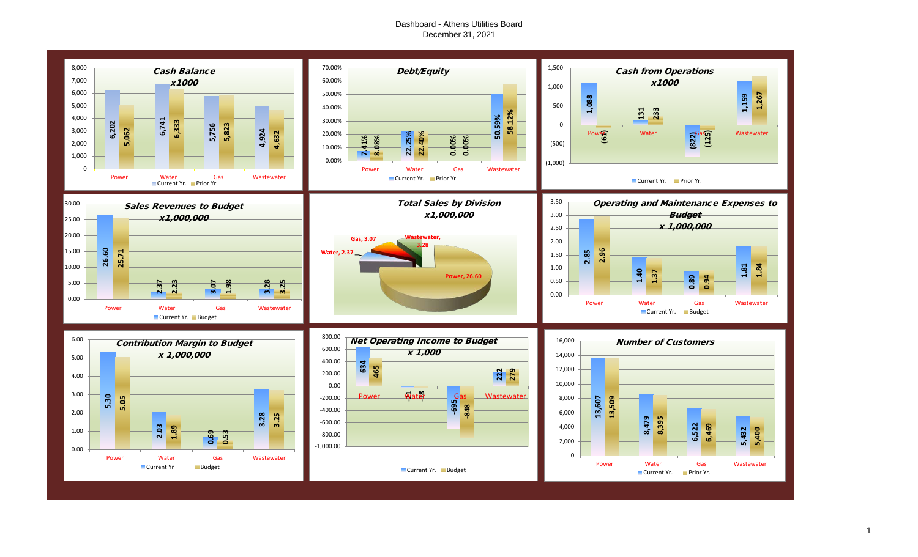# Dashboard - Athens Utilities Board
December 31, 2021

## Cash Balance x1000

| | Current Yr. | Prior Yr. |
|---|---|---|
| Power | 6,202 | 5,062 |
| Water | 6,741 | 6,333 |
| Gas | 5,756 | 5,823 |
| Wastewater | 4,924 | 4,632 |

## Debt/Equity

| | Current Yr. | Prior Yr. |
|---|---|---|
| Power | 7.41% | 8.08% |
| Water | 22.25% | 22.40% |
| Gas | 0.00% | 0.00% |
| Wastewater | 50.59% | 58.12% |

## Cash from Operations x1000

| | Current Yr. | Prior Yr. |
|---|---|---|
| Power | 1,088 | (61) |
| Water | 131 | 233 |
| Gas | (822) | (125) |
| Wastewater | 1,159 | 1,267 |

## Sales Revenues to Budget x1,000,000

| | Current Yr. | Budget |
|---|---|---|
| Power | 26.60 | 25.71 |
| Water | 2.37 | 2.23 |
| Gas | 3.07 | 1.98 |
| Wastewater | 3.28 | 3.25 |

## Total Sales by Division x1,000,000

| Division | Sales |
|---|---|
| Power | 26.60 |
| Water | 2.37 |
| Gas | 3.07 |
| Wastewater | 3.28 |

## Operating and Maintenance Expenses to Budget x 1,000,000

| | Current Yr. | Budget |
|---|---|---|
| Power | 2.85 | 2.96 |
| Water | 1.40 | 1.37 |
| Gas | 0.89 | 0.94 |
| Wastewater | 1.81 | 1.84 |

## Contribution Margin to Budget x 1,000,000

| | Current Yr | Budget |
|---|---|---|
| Power | 5.30 | 5.05 |
| Water | 2.03 | 1.89 |
| Gas | 0.69 | 0.53 |
| Wastewater | 3.28 | 3.25 |

## Net Operating Income to Budget x 1,000

| | Current Yr. | Budget |
|---|---|---|
| Power | 634 | 465 |
| Water | -31 | -8 |
| Gas | -695 | -848 |
| Wastewater | 222 | 279 |

## Number of Customers

| | Current Yr. | Prior Yr. |
|---|---|---|
| Power | 13,607 | 13,509 |
| Water | 8,479 | 8,395 |
| Gas | 6,522 | 6,469 |
| Wastewater | 5,432 | 5,400 |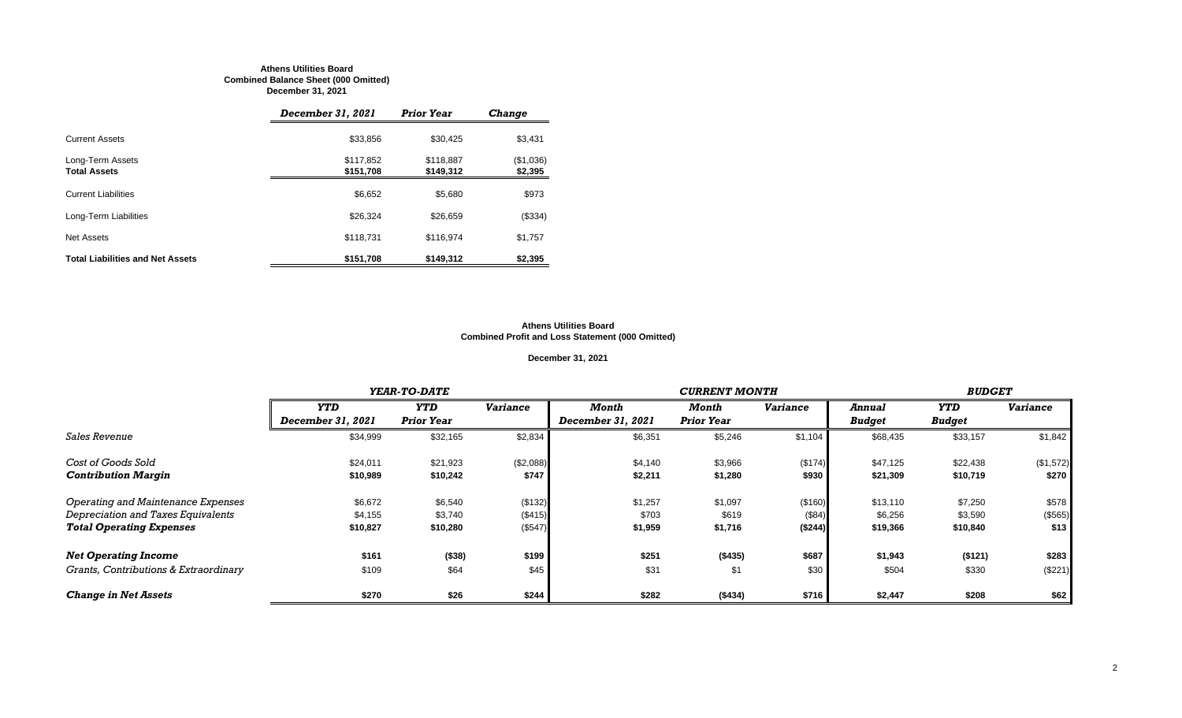**Athens Utilities Board**
**Combined Balance Sheet (000 Omitted)**
**December 31, 2021**

| | *December 31, 2021* | *Prior Year* | *Change* |
|---|---|---|---|
| Current Assets | $33,856 | $30,425 | $3,431 |
| Long-Term Assets | $117,852 | $118,887 | ($1,036) |
| **Total Assets** | **$151,708** | **$149,312** | **$2,395** |
| Current Liabilities | $6,652 | $5,680 | $973 |
| Long-Term Liabilities | $26,324 | $26,659 | ($334) |
| Net Assets | $118,731 | $116,974 | $1,757 |
| **Total Liabilities and Net Assets** | **$151,708** | **$149,312** | **$2,395** |

**Athens Utilities Board**
**Combined Profit and Loss Statement (000 Omitted)**

**December 31, 2021**

| | *YEAR-TO-DATE* | | | *CURRENT MONTH* | | | *BUDGET* | | |
|---|---|---|---|---|---|---|---|---|---|
| | *YTD December 31, 2021* | *YTD Prior Year* | *Variance* | *Month December 31, 2021* | *Month Prior Year* | *Variance* | *Annual Budget* | *YTD Budget* | *Variance* |
| *Sales Revenue* | $34,999 | $32,165 | $2,834 | $6,351 | $5,246 | $1,104 | $68,435 | $33,157 | $1,842 |
| *Cost of Goods Sold* | $24,011 | $21,923 | ($2,088) | $4,140 | $3,966 | ($174) | $47,125 | $22,438 | ($1,572) |
| ***Contribution Margin*** | **$10,989** | **$10,242** | **$747** | **$2,211** | **$1,280** | **$930** | **$21,309** | **$10,719** | **$270** |
| *Operating and Maintenance Expenses* | $6,672 | $6,540 | ($132) | $1,257 | $1,097 | ($160) | $13,110 | $7,250 | $578 |
| *Depreciation and Taxes Equivalents* | $4,155 | $3,740 | ($415) | $703 | $619 | ($84) | $6,256 | $3,590 | ($565) |
| ***Total Operating Expenses*** | **$10,827** | **$10,280** | ($547) | **$1,959** | **$1,716** | **($244)** | **$19,366** | **$10,840** | **$13** |
| ***Net Operating Income*** | **$161** | **($38)** | **$199** | **$251** | **($435)** | **$687** | **$1,943** | **($121)** | **$283** |
| *Grants, Contributions & Extraordinary* | $109 | $64 | $45 | $31 | $1 | $30 | $504 | $330 | ($221) |
| ***Change in Net Assets*** | **$270** | **$26** | **$244** | **$282** | **($434)** | **$716** | **$2,447** | **$208** | **$62** |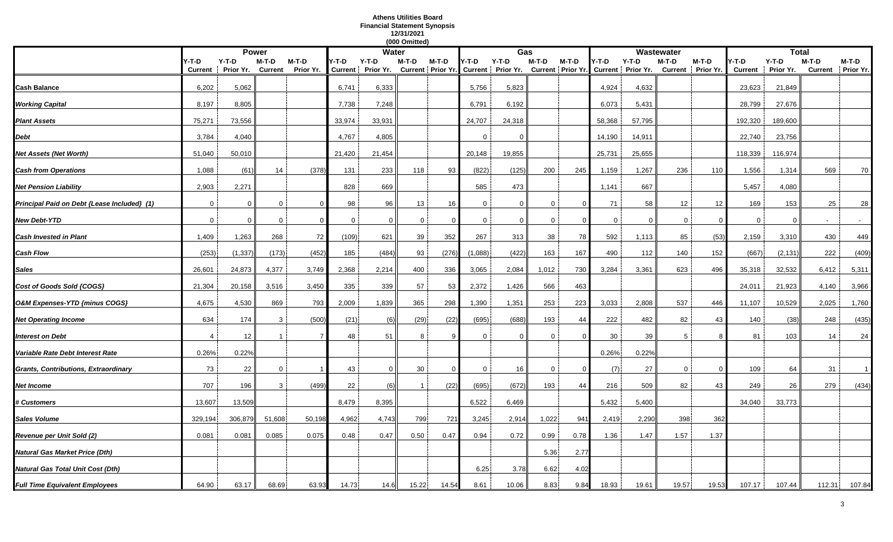# Athens Utilities Board
## Financial Statement Synopsis
### 12/31/2021
### (000 Omitted)

| | Power | | | | Water | | | | Gas | | | | Wastewater | | | | Total | | | |
|---|---|---|---|---|---|---|---|---|---|---|---|---|---|---|---|---|---|---|---|---|
| | Y-T-D Current | Y-T-D Prior Yr. | M-T-D Current | M-T-D Prior Yr. | Y-T-D Current | Y-T-D Prior Yr. | M-T-D Current | M-T-D Prior Yr. | Y-T-D Current | Y-T-D Prior Yr. | M-T-D Current | M-T-D Prior Yr. | Y-T-D Current | Y-T-D Prior Yr. | M-T-D Current | M-T-D Prior Yr. | Y-T-D Current | Y-T-D Prior Yr. | M-T-D Current | M-T-D Prior Yr. |
| **Cash Balance** | 6,202 | 5,062 | | | 6,741 | 6,333 | | | 5,756 | 5,823 | | | 4,924 | 4,632 | | | 23,623 | 21,849 | | |
| **Working Capital** | 8,197 | 8,805 | | | 7,738 | 7,248 | | | 6,791 | 6,192 | | | 6,073 | 5,431 | | | 28,799 | 27,676 | | |
| **Plant Assets** | 75,271 | 73,556 | | | 33,974 | 33,931 | | | 24,707 | 24,318 | | | 58,368 | 57,795 | | | 192,320 | 189,600 | | |
| **Debt** | 3,784 | 4,040 | | | 4,767 | 4,805 | | | 0 | 0 | | | 14,190 | 14,911 | | | 22,740 | 23,756 | | |
| **Net Assets (Net Worth)** | 51,040 | 50,010 | | | 21,420 | 21,454 | | | 20,148 | 19,855 | | | 25,731 | 25,655 | | | 118,339 | 116,974 | | |
| **Cash from Operations** | 1,088 | (61) | 14 | (378) | 131 | 233 | 118 | 93 | (822) | (125) | 200 | 245 | 1,159 | 1,267 | 236 | 110 | 1,556 | 1,314 | 569 | 70 |
| **Net Pension Liability** | 2,903 | 2,271 | | | 828 | 669 | | | 585 | 473 | | | 1,141 | 667 | | | 5,457 | 4,080 | | |
| **Principal Paid on Debt {Lease Included} (1)** | 0 | 0 | 0 | 0 | 98 | 96 | 13 | 16 | 0 | 0 | 0 | 0 | 71 | 58 | 12 | 12 | 169 | 153 | 25 | 28 |
| **New Debt-YTD** | 0 | 0 | 0 | 0 | 0 | 0 | 0 | 0 | 0 | 0 | 0 | 0 | 0 | 0 | 0 | 0 | 0 | 0 | - | - |
| **Cash Invested in Plant** | 1,409 | 1,263 | 268 | 72 | (109) | 621 | 39 | 352 | 267 | 313 | 38 | 78 | 592 | 1,113 | 85 | (53) | 2,159 | 3,310 | 430 | 449 |
| **Cash Flow** | (253) | (1,337) | (173) | (452) | 185 | (484) | 93 | (276) | (1,088) | (422) | 163 | 167 | 490 | 112 | 140 | 152 | (667) | (2,131) | 222 | (409) |
| **Sales** | 26,601 | 24,873 | 4,377 | 3,749 | 2,368 | 2,214 | 400 | 336 | 3,065 | 2,084 | 1,012 | 730 | 3,284 | 3,361 | 623 | 496 | 35,318 | 32,532 | 6,412 | 5,311 |
| **Cost of Goods Sold {COGS}** | 21,304 | 20,158 | 3,516 | 3,450 | 335 | 339 | 57 | 53 | 2,372 | 1,426 | 566 | 463 | | | | | 24,011 | 21,923 | 4,140 | 3,966 |
| **O&M Expenses-YTD {minus COGS}** | 4,675 | 4,530 | 869 | 793 | 2,009 | 1,839 | 365 | 298 | 1,390 | 1,351 | 253 | 223 | 3,033 | 2,808 | 537 | 446 | 11,107 | 10,529 | 2,025 | 1,760 |
| **Net Operating Income** | 634 | 174 | 3 | (500) | (21) | (6) | (29) | (22) | (695) | (688) | 193 | 44 | 222 | 482 | 82 | 43 | 140 | (38) | 248 | (435) |
| **Interest on Debt** | 4 | 12 | 1 | 7 | 48 | 51 | 8 | 9 | 0 | 0 | 0 | 0 | 30 | 39 | 5 | 8 | 81 | 103 | 14 | 24 |
| **Variable Rate Debt Interest Rate** | 0.26% | 0.22% | | | | | | | | | | | 0.26% | 0.22% | | | | | | |
| **Grants, Contributions, Extraordinary** | 73 | 22 | 0 | 1 | 43 | 0 | 30 | 0 | 0 | 16 | 0 | 0 | (7) | 27 | 0 | 0 | 109 | 64 | 31 | 1 |
| **Net Income** | 707 | 196 | 3 | (499) | 22 | (6) | 1 | (22) | (695) | (672) | 193 | 44 | 216 | 509 | 82 | 43 | 249 | 26 | 279 | (434) |
| **# Customers** | 13,607 | 13,509 | | | 8,479 | 8,395 | | | 6,522 | 6,469 | | | 5,432 | 5,400 | | | 34,040 | 33,773 | | |
| **Sales Volume** | 329,194 | 306,879 | 51,608 | 50,198 | 4,962 | 4,743 | 799 | 721 | 3,245 | 2,914 | 1,022 | 941 | 2,419 | 2,290 | 398 | 362 | | | | |
| **Revenue per Unit Sold (2)** | 0.081 | 0.081 | 0.085 | 0.075 | 0.48 | 0.47 | 0.50 | 0.47 | 0.94 | 0.72 | 0.99 | 0.78 | 1.36 | 1.47 | 1.57 | 1.37 | | | | |
| **Natural Gas Market Price (Dth)** | | | | | | | | | | | 5.36 | 2.77 | | | | | | | | |
| **Natural Gas Total Unit Cost (Dth)** | | | | | | | | | 6.25 | 3.78 | 6.62 | 4.02 | | | | | | | | |
| **Full Time Equivalent Employees** | 64.90 | 63.17 | 68.69 | 63.93 | 14.73 | 14.6 | 15.22 | 14.54 | 8.61 | 10.06 | 8.83 | 9.84 | 18.93 | 19.61 | 19.57 | 19.53 | 107.17 | 107.44 | 112.31 | 107.84 |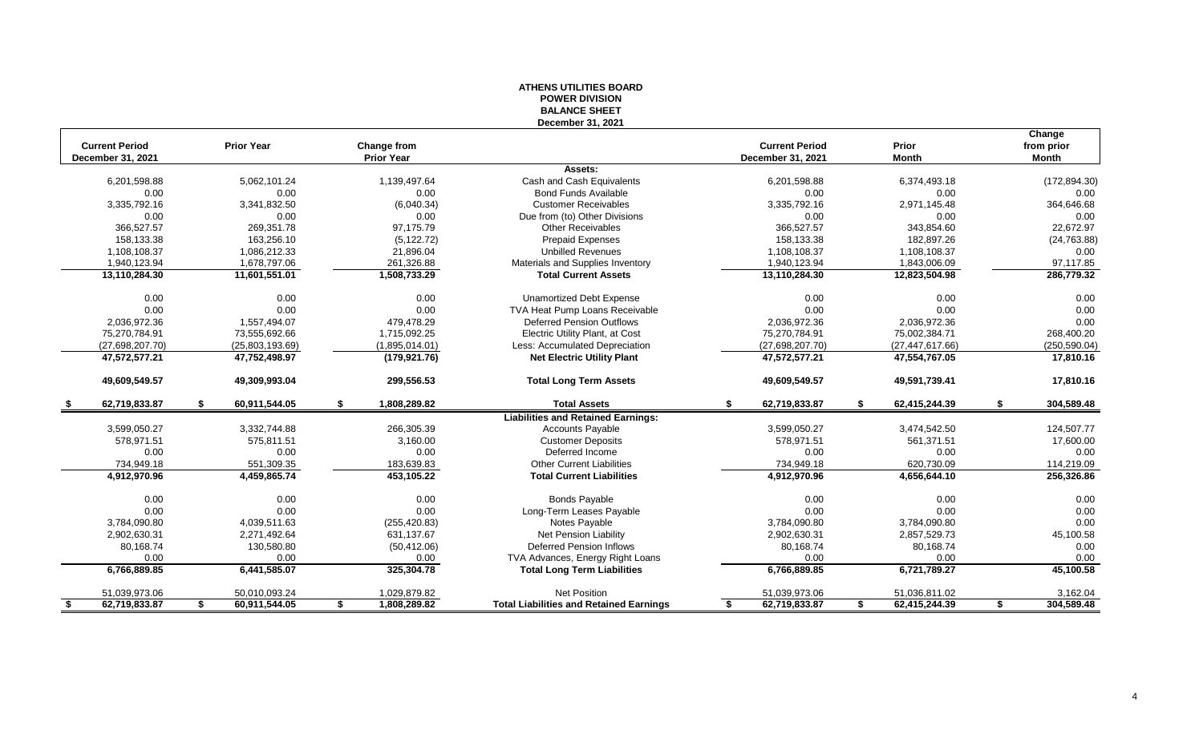# ATHENS UTILITIES BOARD
## POWER DIVISION
## BALANCE SHEET
### December 31, 2021

| Current Period December 31, 2021 | Prior Year | Change from Prior Year | | Current Period December 31, 2021 | Prior Month | Change from prior Month |
|---|---|---|---|---|---|---|
| | | | **Assets:** | | | |
| 6,201,598.88 | 5,062,101.24 | 1,139,497.64 | Cash and Cash Equivalents | 6,201,598.88 | 6,374,493.18 | (172,894.30) |
| 0.00 | 0.00 | 0.00 | Bond Funds Available | 0.00 | 0.00 | 0.00 |
| 3,335,792.16 | 3,341,832.50 | (6,040.34) | Customer Receivables | 3,335,792.16 | 2,971,145.48 | 364,646.68 |
| 0.00 | 0.00 | 0.00 | Due from (to) Other Divisions | 0.00 | 0.00 | 0.00 |
| 366,527.57 | 269,351.78 | 97,175.79 | Other Receivables | 366,527.57 | 343,854.60 | 22,672.97 |
| 158,133.38 | 163,256.10 | (5,122.72) | Prepaid Expenses | 158,133.38 | 182,897.26 | (24,763.88) |
| 1,108,108.37 | 1,086,212.33 | 21,896.04 | Unbilled Revenues | 1,108,108.37 | 1,108,108.37 | 0.00 |
| 1,940,123.94 | 1,678,797.06 | 261,326.88 | Materials and Supplies Inventory | 1,940,123.94 | 1,843,006.09 | 97,117.85 |
| **13,110,284.30** | **11,601,551.01** | **1,508,733.29** | **Total Current Assets** | **13,110,284.30** | **12,823,504.98** | **286,779.32** |
| 0.00 | 0.00 | 0.00 | Unamortized Debt Expense | 0.00 | 0.00 | 0.00 |
| 0.00 | 0.00 | 0.00 | TVA Heat Pump Loans Receivable | 0.00 | 0.00 | 0.00 |
| 2,036,972.36 | 1,557,494.07 | 479,478.29 | Deferred Pension Outflows | 2,036,972.36 | 2,036,972.36 | 0.00 |
| 75,270,784.91 | 73,555,692.66 | 1,715,092.25 | Electric Utility Plant, at Cost | 75,270,784.91 | 75,002,384.71 | 268,400.20 |
| (27,698,207.70) | (25,803,193.69) | (1,895,014.01) | Less: Accumulated Depreciation | (27,698,207.70) | (27,447,617.66) | (250,590.04) |
| **47,572,577.21** | **47,752,498.97** | **(179,921.76)** | **Net Electric Utility Plant** | **47,572,577.21** | **47,554,767.05** | **17,810.16** |
| **49,609,549.57** | **49,309,993.04** | **299,556.53** | **Total Long Term Assets** | **49,609,549.57** | **49,591,739.41** | **17,810.16** |
| **$ 62,719,833.87** | **$ 60,911,544.05** | **$ 1,808,289.82** | **Total Assets** | **$ 62,719,833.87** | **$ 62,415,244.39** | **$ 304,589.48** |
| | | | **Liabilities and Retained Earnings:** | | | |
| 3,599,050.27 | 3,332,744.88 | 266,305.39 | Accounts Payable | 3,599,050.27 | 3,474,542.50 | 124,507.77 |
| 578,971.51 | 575,811.51 | 3,160.00 | Customer Deposits | 578,971.51 | 561,371.51 | 17,600.00 |
| 0.00 | 0.00 | 0.00 | Deferred Income | 0.00 | 0.00 | 0.00 |
| 734,949.18 | 551,309.35 | 183,639.83 | Other Current Liabilities | 734,949.18 | 620,730.09 | 114,219.09 |
| **4,912,970.96** | **4,459,865.74** | **453,105.22** | **Total Current Liabilities** | **4,912,970.96** | **4,656,644.10** | **256,326.86** |
| 0.00 | 0.00 | 0.00 | Bonds Payable | 0.00 | 0.00 | 0.00 |
| 0.00 | 0.00 | 0.00 | Long-Term Leases Payable | 0.00 | 0.00 | 0.00 |
| 3,784,090.80 | 4,039,511.63 | (255,420.83) | Notes Payable | 3,784,090.80 | 3,784,090.80 | 0.00 |
| 2,902,630.31 | 2,271,492.64 | 631,137.67 | Net Pension Liability | 2,902,630.31 | 2,857,529.73 | 45,100.58 |
| 80,168.74 | 130,580.80 | (50,412.06) | Deferred Pension Inflows | 80,168.74 | 80,168.74 | 0.00 |
| 0.00 | 0.00 | 0.00 | TVA Advances, Energy Right Loans | 0.00 | 0.00 | 0.00 |
| **6,766,889.85** | **6,441,585.07** | **325,304.78** | **Total Long Term Liabilities** | **6,766,889.85** | **6,721,789.27** | **45,100.58** |
| 51,039,973.06 | 50,010,093.24 | 1,029,879.82 | Net Position | 51,039,973.06 | 51,036,811.02 | 3,162.04 |
| **$ 62,719,833.87** | **$ 60,911,544.05** | **$ 1,808,289.82** | **Total Liabilities and Retained Earnings** | **$ 62,719,833.87** | **$ 62,415,244.39** | **$ 304,589.48** |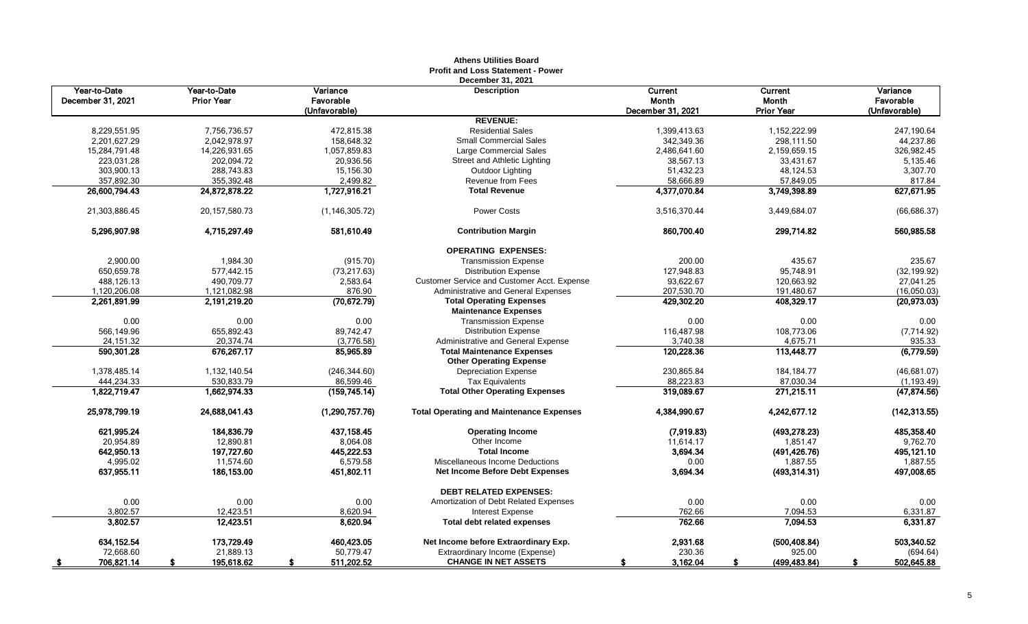# Athens Utilities Board
## Profit and Loss Statement - Power
### December 31, 2021

| Year-to-Date December 31, 2021 | Year-to-Date Prior Year | Variance Favorable (Unfavorable) | Description | Current Month December 31, 2021 | Current Month Prior Year | Variance Favorable (Unfavorable) |
|---|---|---|---|---|---|---|
| | | | **REVENUE:** | | | |
| 8,229,551.95 | 7,756,736.57 | 472,815.38 | Residential Sales | 1,399,413.63 | 1,152,222.99 | 247,190.64 |
| 2,201,627.29 | 2,042,978.97 | 158,648.32 | Small Commercial Sales | 342,349.36 | 298,111.50 | 44,237.86 |
| 15,284,791.48 | 14,226,931.65 | 1,057,859.83 | Large Commercial Sales | 2,486,641.60 | 2,159,659.15 | 326,982.45 |
| 223,031.28 | 202,094.72 | 20,936.56 | Street and Athletic Lighting | 38,567.13 | 33,431.67 | 5,135.46 |
| 303,900.13 | 288,743.83 | 15,156.30 | Outdoor Lighting | 51,432.23 | 48,124.53 | 3,307.70 |
| 357,892.30 | 355,392.48 | 2,499.82 | Revenue from Fees | 58,666.89 | 57,849.05 | 817.84 |
| **26,600,794.43** | **24,872,878.22** | **1,727,916.21** | **Total Revenue** | **4,377,070.84** | **3,749,398.89** | **627,671.95** |
| 21,303,886.45 | 20,157,580.73 | (1,146,305.72) | Power Costs | 3,516,370.44 | 3,449,684.07 | (66,686.37) |
| **5,296,907.98** | **4,715,297.49** | **581,610.49** | **Contribution Margin** | **860,700.40** | **299,714.82** | **560,985.58** |
| | | | **OPERATING EXPENSES:** | | | |
| 2,900.00 | 1,984.30 | (915.70) | Transmission Expense | 200.00 | 435.67 | 235.67 |
| 650,659.78 | 577,442.15 | (73,217.63) | Distribution Expense | 127,948.83 | 95,748.91 | (32,199.92) |
| 488,126.13 | 490,709.77 | 2,583.64 | Customer Service and Customer Acct. Expense | 93,622.67 | 120,663.92 | 27,041.25 |
| 1,120,206.08 | 1,121,082.98 | 876.90 | Administrative and General Expenses | 207,530.70 | 191,480.67 | (16,050.03) |
| **2,261,891.99** | **2,191,219.20** | **(70,672.79)** | **Total Operating Expenses** | **429,302.20** | **408,329.17** | **(20,973.03)** |
| | | | **Maintenance Expenses** | | | |
| 0.00 | 0.00 | 0.00 | Transmission Expense | 0.00 | 0.00 | 0.00 |
| 566,149.96 | 655,892.43 | 89,742.47 | Distribution Expense | 116,487.98 | 108,773.06 | (7,714.92) |
| 24,151.32 | 20,374.74 | (3,776.58) | Administrative and General Expense | 3,740.38 | 4,675.71 | 935.33 |
| **590,301.28** | **676,267.17** | **85,965.89** | **Total Maintenance Expenses** | **120,228.36** | **113,448.77** | **(6,779.59)** |
| | | | **Other Operating Expense** | | | |
| 1,378,485.14 | 1,132,140.54 | (246,344.60) | Depreciation Expense | 230,865.84 | 184,184.77 | (46,681.07) |
| 444,234.33 | 530,833.79 | 86,599.46 | Tax Equivalents | 88,223.83 | 87,030.34 | (1,193.49) |
| **1,822,719.47** | **1,662,974.33** | **(159,745.14)** | **Total Other Operating Expenses** | **319,089.67** | **271,215.11** | **(47,874.56)** |
| **25,978,799.19** | **24,688,041.43** | **(1,290,757.76)** | **Total Operating and Maintenance Expenses** | **4,384,990.67** | **4,242,677.12** | **(142,313.55)** |
| **621,995.24** | **184,836.79** | **437,158.45** | **Operating Income** | **(7,919.83)** | **(493,278.23)** | **485,358.40** |
| 20,954.89 | 12,890.81 | 8,064.08 | Other Income | 11,614.17 | 1,851.47 | 9,762.70 |
| **642,950.13** | **197,727.60** | **445,222.53** | **Total Income** | **3,694.34** | **(491,426.76)** | **495,121.10** |
| 4,995.02 | 11,574.60 | 6,579.58 | Miscellaneous Income Deductions | 0.00 | 1,887.55 | 1,887.55 |
| **637,955.11** | **186,153.00** | **451,802.11** | **Net Income Before Debt Expenses** | **3,694.34** | **(493,314.31)** | **497,008.65** |
| | | | **DEBT RELATED EXPENSES:** | | | |
| 0.00 | 0.00 | 0.00 | Amortization of Debt Related Expenses | 0.00 | 0.00 | 0.00 |
| 3,802.57 | 12,423.51 | 8,620.94 | Interest Expense | 762.66 | 7,094.53 | 6,331.87 |
| **3,802.57** | **12,423.51** | **8,620.94** | **Total debt related expenses** | **762.66** | **7,094.53** | **6,331.87** |
| **634,152.54** | **173,729.49** | **460,423.05** | **Net Income before Extraordinary Exp.** | **2,931.68** | **(500,408.84)** | **503,340.52** |
| 72,668.60 | 21,889.13 | 50,779.47 | Extraordinary Income (Expense) | 230.36 | 925.00 | (694.64) |
| **$ 706,821.14** | **$ 195,618.62** | **$ 511,202.52** | **CHANGE IN NET ASSETS** | **$ 3,162.04** | **$ (499,483.84)** | **$ 502,645.88** |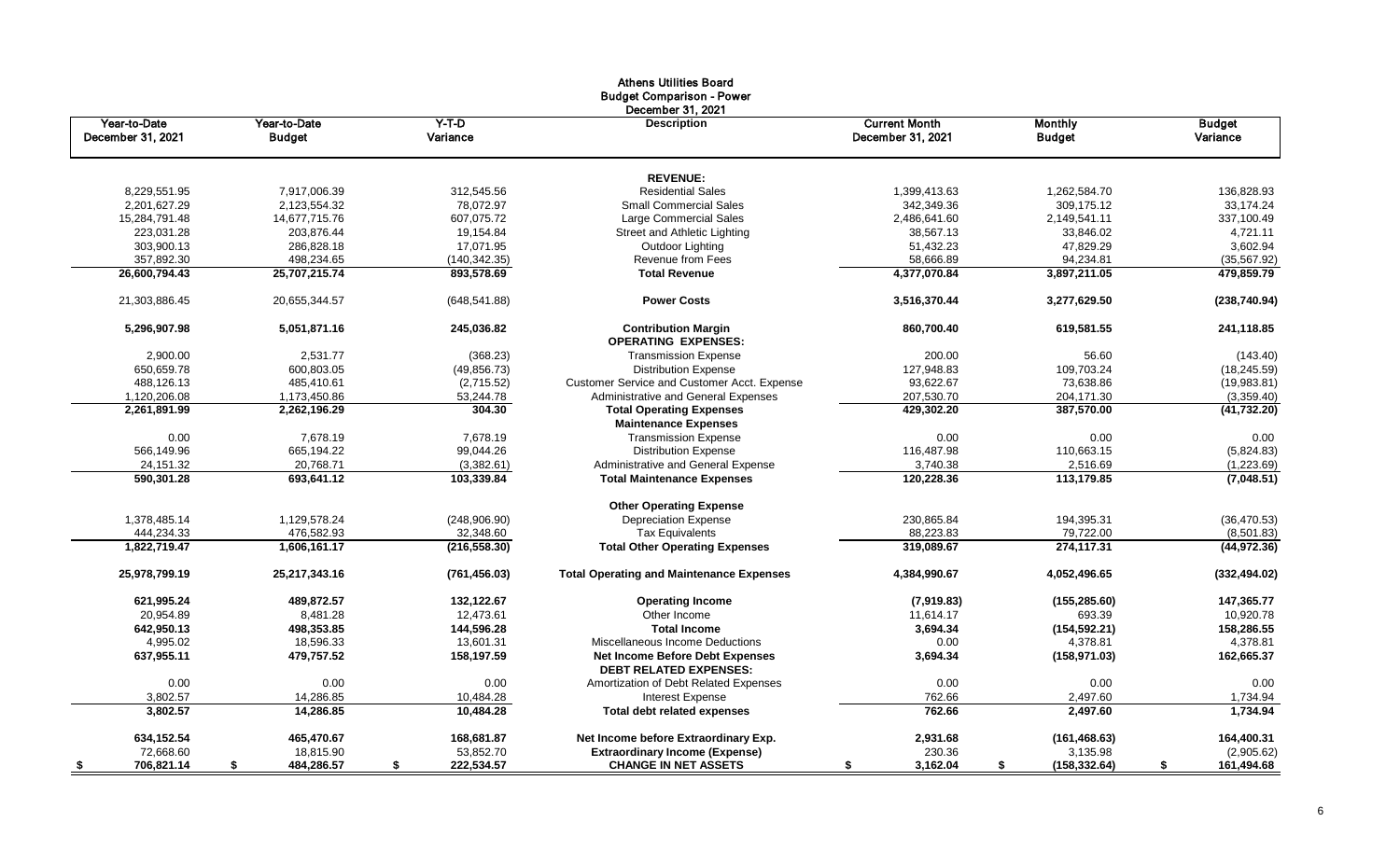# Athens Utilities Board
## Budget Comparison - Power
### December 31, 2021

| Year-to-Date December 31, 2021 | Year-to-Date Budget | Y-T-D Variance | Description | Current Month December 31, 2021 | Monthly Budget | Budget Variance |
|---|---|---|---|---|---|---|
| | | | **REVENUE:** | | | |
| 8,229,551.95 | 7,917,006.39 | 312,545.56 | Residential Sales | 1,399,413.63 | 1,262,584.70 | 136,828.93 |
| 2,201,627.29 | 2,123,554.32 | 78,072.97 | Small Commercial Sales | 342,349.36 | 309,175.12 | 33,174.24 |
| 15,284,791.48 | 14,677,715.76 | 607,075.72 | Large Commercial Sales | 2,486,641.60 | 2,149,541.11 | 337,100.49 |
| 223,031.28 | 203,876.44 | 19,154.84 | Street and Athletic Lighting | 38,567.13 | 33,846.02 | 4,721.11 |
| 303,900.13 | 286,828.18 | 17,071.95 | Outdoor Lighting | 51,432.23 | 47,829.29 | 3,602.94 |
| 357,892.30 | 498,234.65 | (140,342.35) | Revenue from Fees | 58,666.89 | 94,234.81 | (35,567.92) |
| **26,600,794.43** | **25,707,215.74** | **893,578.69** | **Total Revenue** | **4,377,070.84** | **3,897,211.05** | **479,859.79** |
| 21,303,886.45 | 20,655,344.57 | (648,541.88) | **Power Costs** | **3,516,370.44** | **3,277,629.50** | **(238,740.94)** |
| **5,296,907.98** | **5,051,871.16** | **245,036.82** | **Contribution Margin** | **860,700.40** | **619,581.55** | **241,118.85** |
| | | | **OPERATING EXPENSES:** | | | |
| 2,900.00 | 2,531.77 | (368.23) | Transmission Expense | 200.00 | 56.60 | (143.40) |
| 650,659.78 | 600,803.05 | (49,856.73) | Distribution Expense | 127,948.83 | 109,703.24 | (18,245.59) |
| 488,126.13 | 485,410.61 | (2,715.52) | Customer Service and Customer Acct. Expense | 93,622.67 | 73,638.86 | (19,983.81) |
| 1,120,206.08 | 1,173,450.86 | 53,244.78 | Administrative and General Expenses | 207,530.70 | 204,171.30 | (3,359.40) |
| **2,261,891.99** | **2,262,196.29** | **304.30** | **Total Operating Expenses** | **429,302.20** | **387,570.00** | **(41,732.20)** |
| | | | **Maintenance Expenses** | | | |
| 0.00 | 7,678.19 | 7,678.19 | Transmission Expense | 0.00 | 0.00 | 0.00 |
| 566,149.96 | 665,194.22 | 99,044.26 | Distribution Expense | 116,487.98 | 110,663.15 | (5,824.83) |
| 24,151.32 | 20,768.71 | (3,382.61) | Administrative and General Expense | 3,740.38 | 2,516.69 | (1,223.69) |
| **590,301.28** | **693,641.12** | **103,339.84** | **Total Maintenance Expenses** | **120,228.36** | **113,179.85** | **(7,048.51)** |
| | | | **Other Operating Expense** | | | |
| 1,378,485.14 | 1,129,578.24 | (248,906.90) | Depreciation Expense | 230,865.84 | 194,395.31 | (36,470.53) |
| 444,234.33 | 476,582.93 | 32,348.60 | Tax Equivalents | 88,223.83 | 79,722.00 | (8,501.83) |
| **1,822,719.47** | **1,606,161.17** | **(216,558.30)** | **Total Other Operating Expenses** | **319,089.67** | **274,117.31** | **(44,972.36)** |
| **25,978,799.19** | **25,217,343.16** | **(761,456.03)** | **Total Operating and Maintenance Expenses** | **4,384,990.67** | **4,052,496.65** | **(332,494.02)** |
| **621,995.24** | **489,872.57** | **132,122.67** | **Operating Income** | **(7,919.83)** | **(155,285.60)** | **147,365.77** |
| 20,954.89 | 8,481.28 | 12,473.61 | Other Income | 11,614.17 | 693.39 | 10,920.78 |
| **642,950.13** | **498,353.85** | **144,596.28** | **Total Income** | **3,694.34** | **(154,592.21)** | **158,286.55** |
| 4,995.02 | 18,596.33 | 13,601.31 | Miscellaneous Income Deductions | 0.00 | 4,378.81 | 4,378.81 |
| **637,955.11** | **479,757.52** | **158,197.59** | **Net Income Before Debt Expenses** | **3,694.34** | **(158,971.03)** | **162,665.37** |
| | | | **DEBT RELATED EXPENSES:** | | | |
| 0.00 | 0.00 | 0.00 | Amortization of Debt Related Expenses | 0.00 | 0.00 | 0.00 |
| 3,802.57 | 14,286.85 | 10,484.28 | Interest Expense | 762.66 | 2,497.60 | 1,734.94 |
| **3,802.57** | **14,286.85** | **10,484.28** | **Total debt related expenses** | **762.66** | **2,497.60** | **1,734.94** |
| **634,152.54** | **465,470.67** | **168,681.87** | **Net Income before Extraordinary Exp.** | **2,931.68** | **(161,468.63)** | **164,400.31** |
| 72,668.60 | 18,815.90 | 53,852.70 | **Extraordinary Income (Expense)** | 230.36 | 3,135.98 | (2,905.62) |
| **$ 706,821.14** | **$ 484,286.57** | **$ 222,534.57** | **CHANGE IN NET ASSETS** | **$ 3,162.04** | **$ (158,332.64)** | **$ 161,494.68** |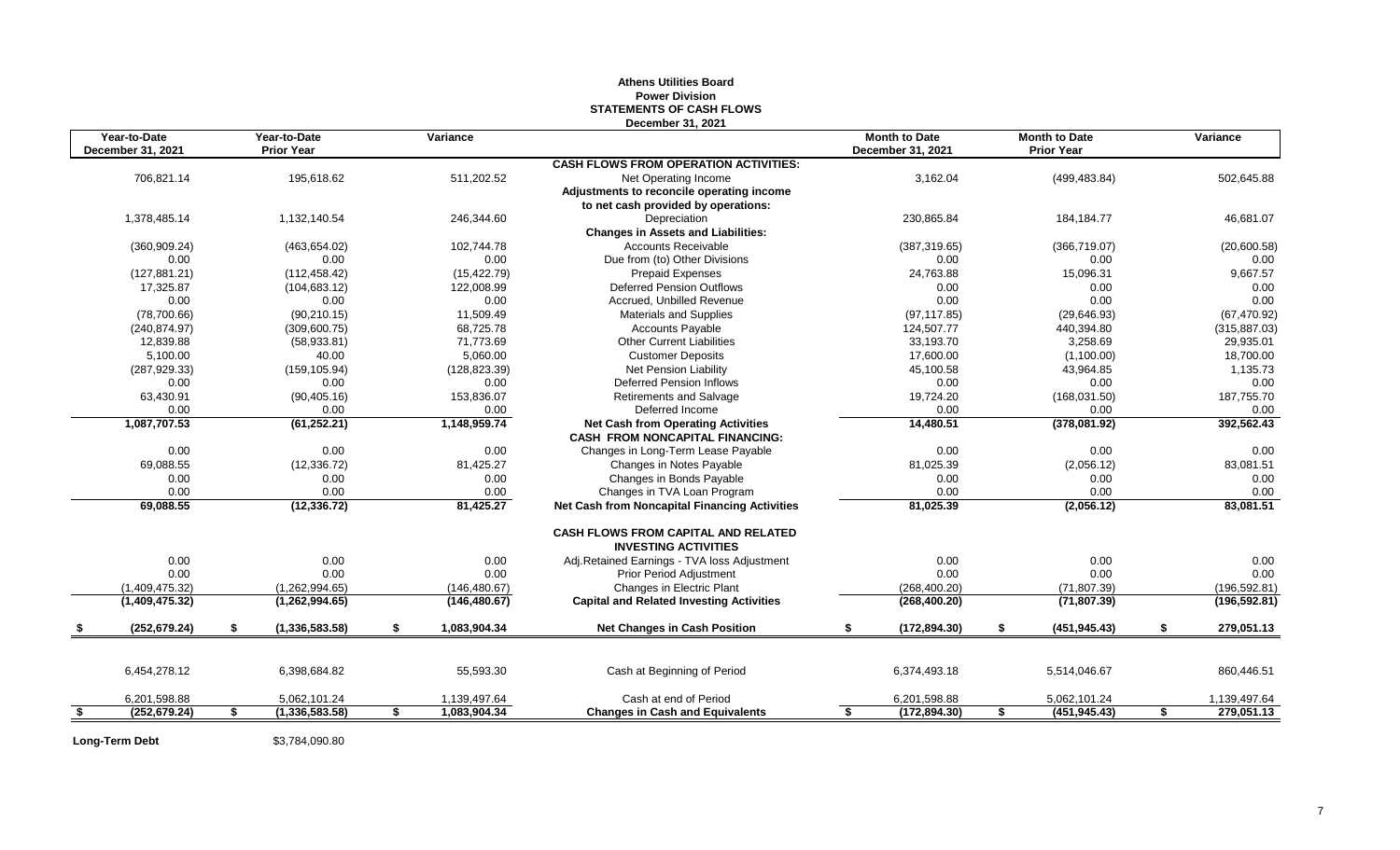**Athens Utilities Board**
**Power Division**
**STATEMENTS OF CASH FLOWS**
**December 31, 2021**

| Year-to-Date December 31, 2021 | Year-to-Date Prior Year | Variance | | Month to Date December 31, 2021 | Month to Date Prior Year | Variance |
|---|---|---|---|---|---|---|
| | | | **CASH FLOWS FROM OPERATION ACTIVITIES:** | | | |
| 706,821.14 | 195,618.62 | 511,202.52 | Net Operating Income | 3,162.04 | (499,483.84) | 502,645.88 |
| | | | **Adjustments to reconcile operating income to net cash provided by operations:** | | | |
| 1,378,485.14 | 1,132,140.54 | 246,344.60 | Depreciation | 230,865.84 | 184,184.77 | 46,681.07 |
| | | | **Changes in Assets and Liabilities:** | | | |
| (360,909.24) | (463,654.02) | 102,744.78 | Accounts Receivable | (387,319.65) | (366,719.07) | (20,600.58) |
| 0.00 | 0.00 | 0.00 | Due from (to) Other Divisions | 0.00 | 0.00 | 0.00 |
| (127,881.21) | (112,458.42) | (15,422.79) | Prepaid Expenses | 24,763.88 | 15,096.31 | 9,667.57 |
| 17,325.87 | (104,683.12) | 122,008.99 | Deferred Pension Outflows | 0.00 | 0.00 | 0.00 |
| 0.00 | 0.00 | 0.00 | Accrued, Unbilled Revenue | 0.00 | 0.00 | 0.00 |
| (78,700.66) | (90,210.15) | 11,509.49 | Materials and Supplies | (97,117.85) | (29,646.93) | (67,470.92) |
| (240,874.97) | (309,600.75) | 68,725.78 | Accounts Payable | 124,507.77 | 440,394.80 | (315,887.03) |
| 12,839.88 | (58,933.81) | 71,773.69 | Other Current Liabilities | 33,193.70 | 3,258.69 | 29,935.01 |
| 5,100.00 | 40.00 | 5,060.00 | Customer Deposits | 17,600.00 | (1,100.00) | 18,700.00 |
| (287,929.33) | (159,105.94) | (128,823.39) | Net Pension Liability | 45,100.58 | 43,964.85 | 1,135.73 |
| 0.00 | 0.00 | 0.00 | Deferred Pension Inflows | 0.00 | 0.00 | 0.00 |
| 63,430.91 | (90,405.16) | 153,836.07 | Retirements and Salvage | 19,724.20 | (168,031.50) | 187,755.70 |
| 0.00 | 0.00 | 0.00 | Deferred Income | 0.00 | 0.00 | 0.00 |
| **1,087,707.53** | **(61,252.21)** | **1,148,959.74** | **Net Cash from Operating Activities** | **14,480.51** | **(378,081.92)** | **392,562.43** |
| | | | **CASH FROM NONCAPITAL FINANCING:** | | | |
| 0.00 | 0.00 | 0.00 | Changes in Long-Term Lease Payable | 0.00 | 0.00 | 0.00 |
| 69,088.55 | (12,336.72) | 81,425.27 | Changes in Notes Payable | 81,025.39 | (2,056.12) | 83,081.51 |
| 0.00 | 0.00 | 0.00 | Changes in Bonds Payable | 0.00 | 0.00 | 0.00 |
| 0.00 | 0.00 | 0.00 | Changes in TVA Loan Program | 0.00 | 0.00 | 0.00 |
| **69,088.55** | **(12,336.72)** | **81,425.27** | **Net Cash from Noncapital Financing Activities** | **81,025.39** | **(2,056.12)** | **83,081.51** |
| | | | **CASH FLOWS FROM CAPITAL AND RELATED INVESTING ACTIVITIES** | | | |
| 0.00 | 0.00 | 0.00 | Adj.Retained Earnings - TVA loss Adjustment | 0.00 | 0.00 | 0.00 |
| 0.00 | 0.00 | 0.00 | Prior Period Adjustment | 0.00 | 0.00 | 0.00 |
| (1,409,475.32) | (1,262,994.65) | (146,480.67) | Changes in Electric Plant | (268,400.20) | (71,807.39) | (196,592.81) |
| **(1,409,475.32)** | **(1,262,994.65)** | **(146,480.67)** | **Capital and Related Investing Activities** | **(268,400.20)** | **(71,807.39)** | **(196,592.81)** |
| **$ (252,679.24)** | **$ (1,336,583.58)** | **$ 1,083,904.34** | **Net Changes in Cash Position** | **$ (172,894.30)** | **$ (451,945.43)** | **$ 279,051.13** |
| 6,454,278.12 | 6,398,684.82 | 55,593.30 | Cash at Beginning of Period | 6,374,493.18 | 5,514,046.67 | 860,446.51 |
| 6,201,598.88 | 5,062,101.24 | 1,139,497.64 | Cash at end of Period | 6,201,598.88 | 5,062,101.24 | 1,139,497.64 |
| **$ (252,679.24)** | **$ (1,336,583.58)** | **$ 1,083,904.34** | **Changes in Cash and Equivalents** | **$ (172,894.30)** | **$ (451,945.43)** | **$ 279,051.13** |

**Long-Term Debt** $3,784,090.80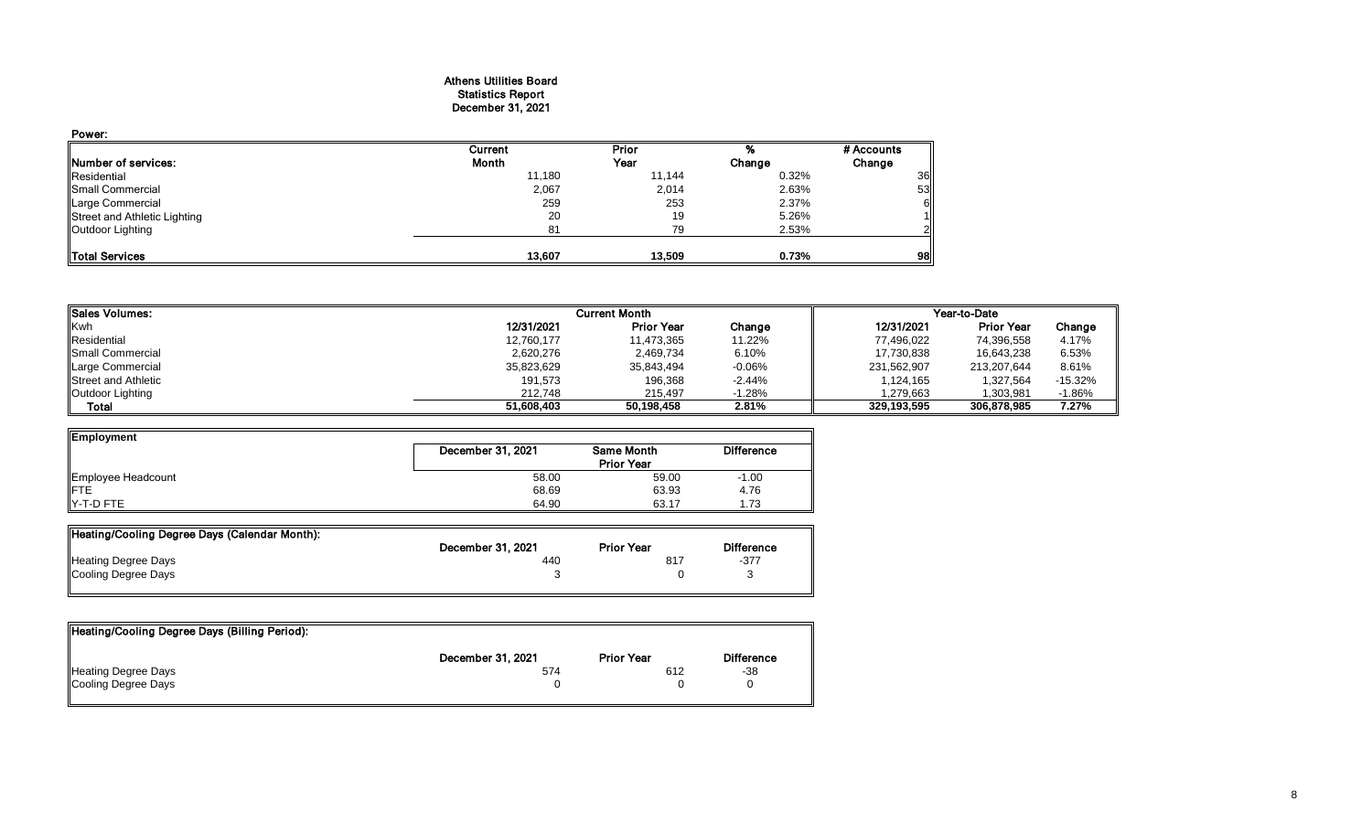# Athens Utilities Board
## Statistics Report
### December 31, 2021

**Power:**

| Number of services: | Current Month | Prior Year | % Change | # Accounts Change |
|---|---|---|---|---|
| Residential | 11,180 | 11,144 | 0.32% | 36 |
| Small Commercial | 2,067 | 2,014 | 2.63% | 53 |
| Large Commercial | 259 | 253 | 2.37% | 6 |
| Street and Athletic Lighting | 20 | 19 | 5.26% | 1 |
| Outdoor Lighting | 81 | 79 | 2.53% | 2 |
| **Total Services** | **13,607** | **13,509** | **0.73%** | **98** |

| Sales Volumes: | Current Month | | | Year-to-Date | | |
|---|---|---|---|---|---|---|
| Kwh | 12/31/2021 | Prior Year | Change | 12/31/2021 | Prior Year | Change |
| Residential | 12,760,177 | 11,473,365 | 11.22% | 77,496,022 | 74,396,558 | 4.17% |
| Small Commercial | 2,620,276 | 2,469,734 | 6.10% | 17,730,838 | 16,643,238 | 6.53% |
| Large Commercial | 35,823,629 | 35,843,494 | -0.06% | 231,562,907 | 213,207,644 | 8.61% |
| Street and Athletic | 191,573 | 196,368 | -2.44% | 1,124,165 | 1,327,564 | -15.32% |
| Outdoor Lighting | 212,748 | 215,497 | -1.28% | 1,279,663 | 1,303,981 | -1.86% |
| **Total** | **51,608,403** | **50,198,458** | **2.81%** | **329,193,595** | **306,878,985** | **7.27%** |

| Employment | December 31, 2021 | Same Month Prior Year | Difference |
|---|---|---|---|
| Employee Headcount | 58.00 | 59.00 | -1.00 |
| FTE | 68.69 | 63.93 | 4.76 |
| Y-T-D FTE | 64.90 | 63.17 | 1.73 |

| Heating/Cooling Degree Days (Calendar Month): | December 31, 2021 | Prior Year | Difference |
|---|---|---|---|
| Heating Degree Days | 440 | 817 | -377 |
| Cooling Degree Days | 3 | 0 | 3 |

| Heating/Cooling Degree Days (Billing Period): | December 31, 2021 | Prior Year | Difference |
|---|---|---|---|
| Heating Degree Days | 574 | 612 | -38 |
| Cooling Degree Days | 0 | 0 | 0 |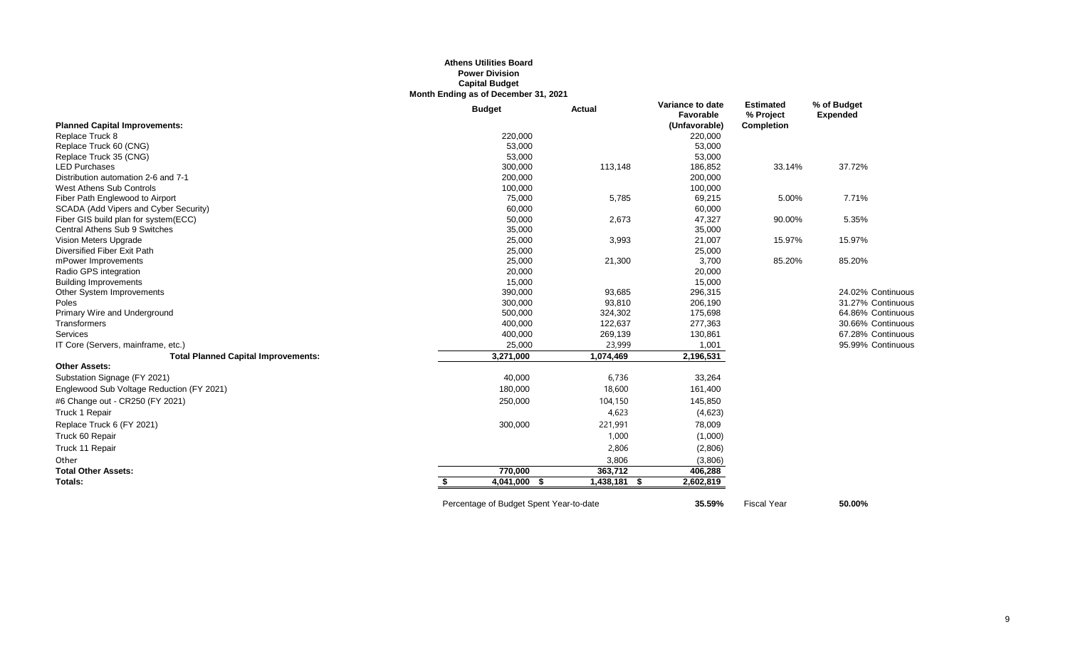**Athens Utilities Board**
**Power Division**
**Capital Budget**
**Month Ending as of December 31, 2021**

| | Budget | Actual | Variance to date Favorable (Unfavorable) | Estimated % Project Completion | % of Budget Expended | |
|---|---|---|---|---|---|---|
| **Planned Capital Improvements:** | | | | | | |
| Replace Truck 8 | 220,000 | | 220,000 | | | |
| Replace Truck 60 (CNG) | 53,000 | | 53,000 | | | |
| Replace Truck 35 (CNG) | 53,000 | | 53,000 | | | |
| LED Purchases | 300,000 | 113,148 | 186,852 | 33.14% | 37.72% | |
| Distribution automation 2-6 and 7-1 | 200,000 | | 200,000 | | | |
| West Athens Sub Controls | 100,000 | | 100,000 | | | |
| Fiber Path Englewood to Airport | 75,000 | 5,785 | 69,215 | 5.00% | 7.71% | |
| SCADA (Add Vipers and Cyber Security) | 60,000 | | 60,000 | | | |
| Fiber GIS build plan for system(ECC) | 50,000 | 2,673 | 47,327 | 90.00% | 5.35% | |
| Central Athens Sub 9 Switches | 35,000 | | 35,000 | | | |
| Vision Meters Upgrade | 25,000 | 3,993 | 21,007 | 15.97% | 15.97% | |
| Diversified Fiber Exit Path | 25,000 | | 25,000 | | | |
| mPower Improvements | 25,000 | 21,300 | 3,700 | 85.20% | 85.20% | |
| Radio GPS integration | 20,000 | | 20,000 | | | |
| Building Improvements | 15,000 | | 15,000 | | | |
| Other System Improvements | 390,000 | 93,685 | 296,315 | | 24.02% | Continuous |
| Poles | 300,000 | 93,810 | 206,190 | | 31.27% | Continuous |
| Primary Wire and Underground | 500,000 | 324,302 | 175,698 | | 64.86% | Continuous |
| Transformers | 400,000 | 122,637 | 277,363 | | 30.66% | Continuous |
| Services | 400,000 | 269,139 | 130,861 | | 67.28% | Continuous |
| IT Core (Servers, mainframe, etc.) | 25,000 | 23,999 | 1,001 | | 95.99% | Continuous |
| **Total Planned Capital Improvements:** | **3,271,000** | **1,074,469** | **2,196,531** | | | |
| **Other Assets:** | | | | | | |
| Substation Signage (FY 2021) | 40,000 | 6,736 | 33,264 | | | |
| Englewood Sub Voltage Reduction (FY 2021) | 180,000 | 18,600 | 161,400 | | | |
| #6 Change out - CR250 (FY 2021) | 250,000 | 104,150 | 145,850 | | | |
| Truck 1 Repair | | 4,623 | (4,623) | | | |
| Replace Truck 6 (FY 2021) | 300,000 | 221,991 | 78,009 | | | |
| Truck 60 Repair | | 1,000 | (1,000) | | | |
| Truck 11 Repair | | 2,806 | (2,806) | | | |
| Other | | 3,806 | (3,806) | | | |
| **Total Other Assets:** | **770,000** | **363,712** | **406,288** | | | |
| **Totals:** | **$ 4,041,000** | **$ 1,438,181** | **$ 2,602,819** | | | |

Percentage of Budget Spent Year-to-date **35.59%** Fiscal Year **50.00%**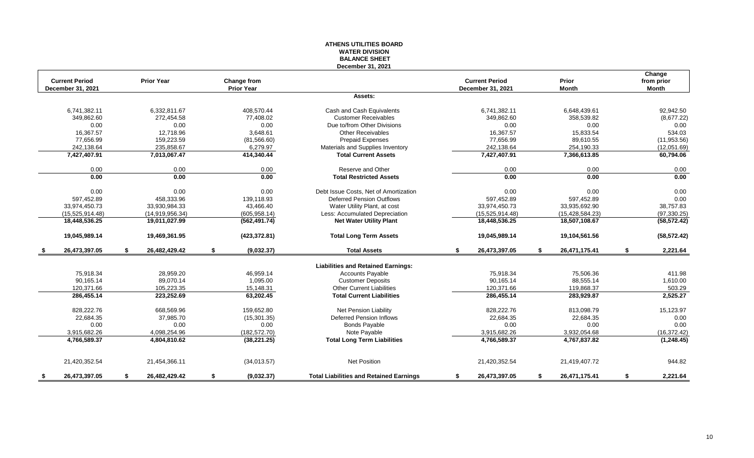# ATHENS UTILITIES BOARD
## WATER DIVISION
## BALANCE SHEET
### December 31, 2021

| Current Period December 31, 2021 | Prior Year | Change from Prior Year | | Current Period December 31, 2021 | Prior Month | Change from prior Month |
|---|---|---|---|---|---|---|
| | | | **Assets:** | | | |
| 6,741,382.11 | 6,332,811.67 | 408,570.44 | Cash and Cash Equivalents | 6,741,382.11 | 6,648,439.61 | 92,942.50 |
| 349,862.60 | 272,454.58 | 77,408.02 | Customer Receivables | 349,862.60 | 358,539.82 | (8,677.22) |
| 0.00 | 0.00 | 0.00 | Due to/from Other Divisions | 0.00 | 0.00 | 0.00 |
| 16,367.57 | 12,718.96 | 3,648.61 | Other Receivables | 16,367.57 | 15,833.54 | 534.03 |
| 77,656.99 | 159,223.59 | (81,566.60) | Prepaid Expenses | 77,656.99 | 89,610.55 | (11,953.56) |
| 242,138.64 | 235,858.67 | 6,279.97 | Materials and Supplies Inventory | 242,138.64 | 254,190.33 | (12,051.69) |
| **7,427,407.91** | **7,013,067.47** | **414,340.44** | **Total Current Assets** | **7,427,407.91** | **7,366,613.85** | **60,794.06** |
| 0.00 | 0.00 | 0.00 | Reserve and Other | 0.00 | 0.00 | 0.00 |
| **0.00** | **0.00** | **0.00** | **Total Restricted Assets** | **0.00** | **0.00** | **0.00** |
| 0.00 | 0.00 | 0.00 | Debt Issue Costs, Net of Amortization | 0.00 | 0.00 | 0.00 |
| 597,452.89 | 458,333.96 | 139,118.93 | Deferred Pension Outflows | 597,452.89 | 597,452.89 | 0.00 |
| 33,974,450.73 | 33,930,984.33 | 43,466.40 | Water Utility Plant, at cost | 33,974,450.73 | 33,935,692.90 | 38,757.83 |
| (15,525,914.48) | (14,919,956.34) | (605,958.14) | Less: Accumulated Depreciation | (15,525,914.48) | (15,428,584.23) | (97,330.25) |
| **18,448,536.25** | **19,011,027.99** | **(562,491.74)** | **Net Water Utility Plant** | **18,448,536.25** | **18,507,108.67** | **(58,572.42)** |
| **19,045,989.14** | **19,469,361.95** | **(423,372.81)** | **Total Long Term Assets** | **19,045,989.14** | **19,104,561.56** | **(58,572.42)** |
| **$ 26,473,397.05** | **$ 26,482,429.42** | **$ (9,032.37)** | **Total Assets** | **$ 26,473,397.05** | **$ 26,471,175.41** | **$ 2,221.64** |
| | | | **Liabilities and Retained Earnings:** | | | |
| 75,918.34 | 28,959.20 | 46,959.14 | Accounts Payable | 75,918.34 | 75,506.36 | 411.98 |
| 90,165.14 | 89,070.14 | 1,095.00 | Customer Deposits | 90,165.14 | 88,555.14 | 1,610.00 |
| 120,371.66 | 105,223.35 | 15,148.31 | Other Current Liabilities | 120,371.66 | 119,868.37 | 503.29 |
| **286,455.14** | **223,252.69** | **63,202.45** | **Total Current Liabilities** | **286,455.14** | **283,929.87** | **2,525.27** |
| 828,222.76 | 668,569.96 | 159,652.80 | Net Pension Liability | 828,222.76 | 813,098.79 | 15,123.97 |
| 22,684.35 | 37,985.70 | (15,301.35) | Deferred Pension Inflows | 22,684.35 | 22,684.35 | 0.00 |
| 0.00 | 0.00 | 0.00 | Bonds Payable | 0.00 | 0.00 | 0.00 |
| 3,915,682.26 | 4,098,254.96 | (182,572.70) | Note Payable | 3,915,682.26 | 3,932,054.68 | (16,372.42) |
| **4,766,589.37** | **4,804,810.62** | **(38,221.25)** | **Total Long Term Liabilities** | **4,766,589.37** | **4,767,837.82** | **(1,248.45)** |
| 21,420,352.54 | 21,454,366.11 | (34,013.57) | Net Position | 21,420,352.54 | 21,419,407.72 | 944.82 |
| **$ 26,473,397.05** | **$ 26,482,429.42** | **$ (9,032.37)** | **Total Liabilities and Retained Earnings** | **$ 26,473,397.05** | **$ 26,471,175.41** | **$ 2,221.64** |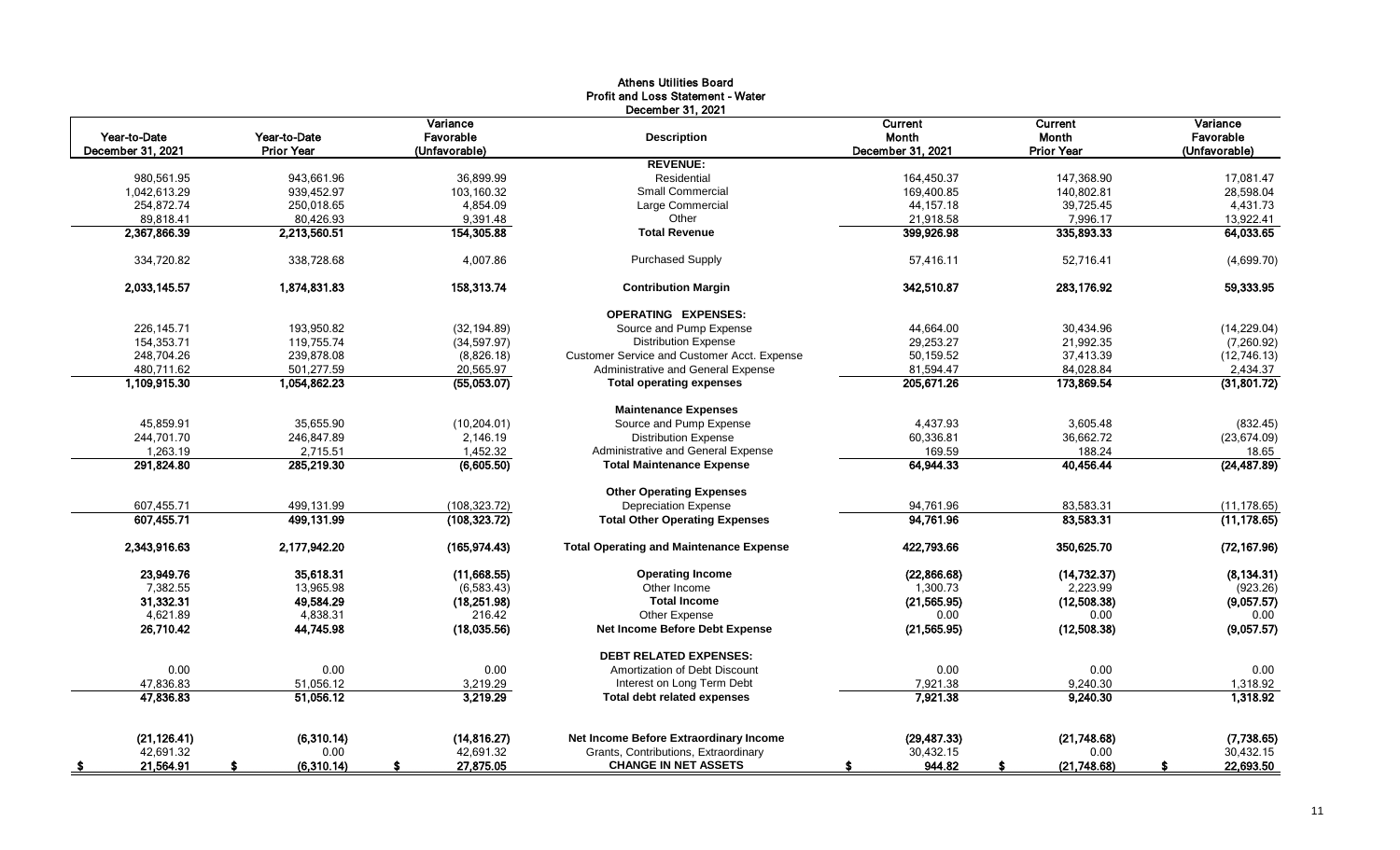# Athens Utilities Board
## Profit and Loss Statement - Water
### December 31, 2021

| Year-to-Date December 31, 2021 | Year-to-Date Prior Year | Variance Favorable (Unfavorable) | Description | Current Month December 31, 2021 | Current Month Prior Year | Variance Favorable (Unfavorable) |
|---|---|---|---|---|---|---|
| | | | **REVENUE:** | | | |
| 980,561.95 | 943,661.96 | 36,899.99 | Residential | 164,450.37 | 147,368.90 | 17,081.47 |
| 1,042,613.29 | 939,452.97 | 103,160.32 | Small Commercial | 169,400.85 | 140,802.81 | 28,598.04 |
| 254,872.74 | 250,018.65 | 4,854.09 | Large Commercial | 44,157.18 | 39,725.45 | 4,431.73 |
| 89,818.41 | 80,426.93 | 9,391.48 | Other | 21,918.58 | 7,996.17 | 13,922.41 |
| **2,367,866.39** | **2,213,560.51** | **154,305.88** | **Total Revenue** | **399,926.98** | **335,893.33** | **64,033.65** |
| 334,720.82 | 338,728.68 | 4,007.86 | Purchased Supply | 57,416.11 | 52,716.41 | (4,699.70) |
| **2,033,145.57** | **1,874,831.83** | **158,313.74** | **Contribution Margin** | **342,510.87** | **283,176.92** | **59,333.95** |
| | | | **OPERATING EXPENSES:** | | | |
| 226,145.71 | 193,950.82 | (32,194.89) | Source and Pump Expense | 44,664.00 | 30,434.96 | (14,229.04) |
| 154,353.71 | 119,755.74 | (34,597.97) | Distribution Expense | 29,253.27 | 21,992.35 | (7,260.92) |
| 248,704.26 | 239,878.08 | (8,826.18) | Customer Service and Customer Acct. Expense | 50,159.52 | 37,413.39 | (12,746.13) |
| 480,711.62 | 501,277.59 | 20,565.97 | Administrative and General Expense | 81,594.47 | 84,028.84 | 2,434.37 |
| **1,109,915.30** | **1,054,862.23** | **(55,053.07)** | **Total operating expenses** | **205,671.26** | **173,869.54** | **(31,801.72)** |
| | | | **Maintenance Expenses** | | | |
| 45,859.91 | 35,655.90 | (10,204.01) | Source and Pump Expense | 4,437.93 | 3,605.48 | (832.45) |
| 244,701.70 | 246,847.89 | 2,146.19 | Distribution Expense | 60,336.81 | 36,662.72 | (23,674.09) |
| 1,263.19 | 2,715.51 | 1,452.32 | Administrative and General Expense | 169.59 | 188.24 | 18.65 |
| **291,824.80** | **285,219.30** | **(6,605.50)** | **Total Maintenance Expense** | **64,944.33** | **40,456.44** | **(24,487.89)** |
| | | | **Other Operating Expenses** | | | |
| 607,455.71 | 499,131.99 | (108,323.72) | Depreciation Expense | 94,761.96 | 83,583.31 | (11,178.65) |
| **607,455.71** | **499,131.99** | **(108,323.72)** | **Total Other Operating Expenses** | **94,761.96** | **83,583.31** | **(11,178.65)** |
| **2,343,916.63** | **2,177,942.20** | **(165,974.43)** | **Total Operating and Maintenance Expense** | **422,793.66** | **350,625.70** | **(72,167.96)** |
| **23,949.76** | **35,618.31** | **(11,668.55)** | **Operating Income** | **(22,866.68)** | **(14,732.37)** | **(8,134.31)** |
| 7,382.55 | 13,965.98 | (6,583.43) | Other Income | 1,300.73 | 2,223.99 | (923.26) |
| **31,332.31** | **49,584.29** | **(18,251.98)** | **Total Income** | **(21,565.95)** | **(12,508.38)** | **(9,057.57)** |
| 4,621.89 | 4,838.31 | 216.42 | Other Expense | 0.00 | 0.00 | 0.00 |
| **26,710.42** | **44,745.98** | **(18,035.56)** | **Net Income Before Debt Expense** | **(21,565.95)** | **(12,508.38)** | **(9,057.57)** |
| | | | **DEBT RELATED EXPENSES:** | | | |
| 0.00 | 0.00 | 0.00 | Amortization of Debt Discount | 0.00 | 0.00 | 0.00 |
| 47,836.83 | 51,056.12 | 3,219.29 | Interest on Long Term Debt | 7,921.38 | 9,240.30 | 1,318.92 |
| **47,836.83** | **51,056.12** | **3,219.29** | **Total debt related expenses** | **7,921.38** | **9,240.30** | **1,318.92** |
| **(21,126.41)** | **(6,310.14)** | **(14,816.27)** | **Net Income Before Extraordinary Income** | **(29,487.33)** | **(21,748.68)** | **(7,738.65)** |
| 42,691.32 | 0.00 | 42,691.32 | Grants, Contributions, Extraordinary | 30,432.15 | 0.00 | 30,432.15 |
| **$ 21,564.91** | **$ (6,310.14)** | **$ 27,875.05** | **CHANGE IN NET ASSETS** | **$ 944.82** | **$ (21,748.68)** | **$ 22,693.50** |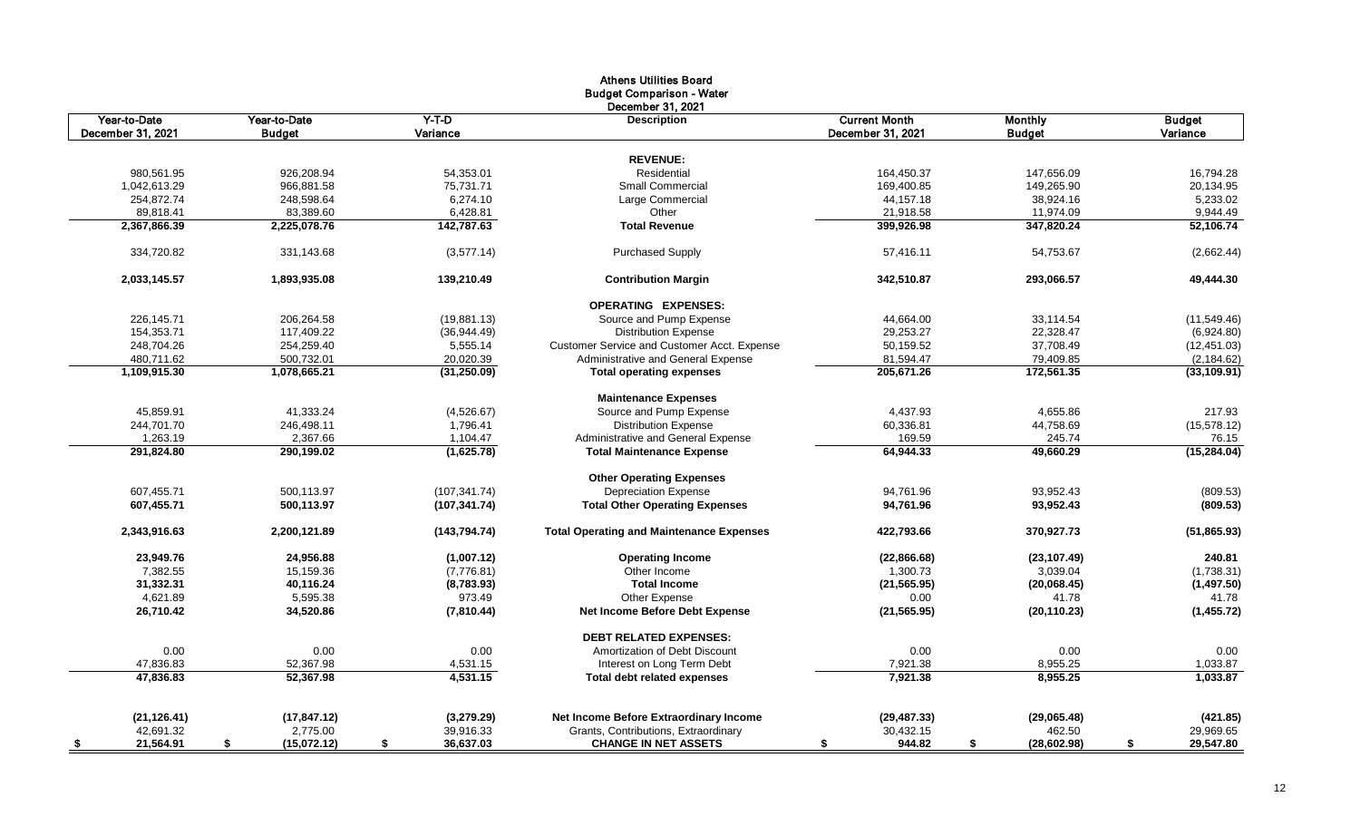# Athens Utilities Board
## Budget Comparison - Water
### December 31, 2021

| Year-to-Date December 31, 2021 | Year-to-Date Budget | Y-T-D Variance | Description | Current Month December 31, 2021 | Monthly Budget | Budget Variance |
|---|---|---|---|---|---|---|
| | | | **REVENUE:** | | | |
| 980,561.95 | 926,208.94 | 54,353.01 | Residential | 164,450.37 | 147,656.09 | 16,794.28 |
| 1,042,613.29 | 966,881.58 | 75,731.71 | Small Commercial | 169,400.85 | 149,265.90 | 20,134.95 |
| 254,872.74 | 248,598.64 | 6,274.10 | Large Commercial | 44,157.18 | 38,924.16 | 5,233.02 |
| 89,818.41 | 83,389.60 | 6,428.81 | Other | 21,918.58 | 11,974.09 | 9,944.49 |
| **2,367,866.39** | **2,225,078.76** | **142,787.63** | **Total Revenue** | **399,926.98** | **347,820.24** | **52,106.74** |
| 334,720.82 | 331,143.68 | (3,577.14) | Purchased Supply | 57,416.11 | 54,753.67 | (2,662.44) |
| **2,033,145.57** | **1,893,935.08** | **139,210.49** | **Contribution Margin** | **342,510.87** | **293,066.57** | **49,444.30** |
| | | | **OPERATING EXPENSES:** | | | |
| 226,145.71 | 206,264.58 | (19,881.13) | Source and Pump Expense | 44,664.00 | 33,114.54 | (11,549.46) |
| 154,353.71 | 117,409.22 | (36,944.49) | Distribution Expense | 29,253.27 | 22,328.47 | (6,924.80) |
| 248,704.26 | 254,259.40 | 5,555.14 | Customer Service and Customer Acct. Expense | 50,159.52 | 37,708.49 | (12,451.03) |
| 480,711.62 | 500,732.01 | 20,020.39 | Administrative and General Expense | 81,594.47 | 79,409.85 | (2,184.62) |
| **1,109,915.30** | **1,078,665.21** | **(31,250.09)** | **Total operating expenses** | **205,671.26** | **172,561.35** | **(33,109.91)** |
| | | | **Maintenance Expenses** | | | |
| 45,859.91 | 41,333.24 | (4,526.67) | Source and Pump Expense | 4,437.93 | 4,655.86 | 217.93 |
| 244,701.70 | 246,498.11 | 1,796.41 | Distribution Expense | 60,336.81 | 44,758.69 | (15,578.12) |
| 1,263.19 | 2,367.66 | 1,104.47 | Administrative and General Expense | 169.59 | 245.74 | 76.15 |
| **291,824.80** | **290,199.02** | **(1,625.78)** | **Total Maintenance Expense** | **64,944.33** | **49,660.29** | **(15,284.04)** |
| | | | **Other Operating Expenses** | | | |
| 607,455.71 | 500,113.97 | (107,341.74) | Depreciation Expense | 94,761.96 | 93,952.43 | (809.53) |
| **607,455.71** | **500,113.97** | **(107,341.74)** | **Total Other Operating Expenses** | **94,761.96** | **93,952.43** | **(809.53)** |
| **2,343,916.63** | **2,200,121.89** | **(143,794.74)** | **Total Operating and Maintenance Expenses** | **422,793.66** | **370,927.73** | **(51,865.93)** |
| **23,949.76** | **24,956.88** | **(1,007.12)** | **Operating Income** | **(22,866.68)** | **(23,107.49)** | **240.81** |
| 7,382.55 | 15,159.36 | (7,776.81) | Other Income | 1,300.73 | 3,039.04 | (1,738.31) |
| **31,332.31** | **40,116.24** | **(8,783.93)** | **Total Income** | **(21,565.95)** | **(20,068.45)** | **(1,497.50)** |
| 4,621.89 | 5,595.38 | 973.49 | Other Expense | 0.00 | 41.78 | 41.78 |
| **26,710.42** | **34,520.86** | **(7,810.44)** | **Net Income Before Debt Expense** | **(21,565.95)** | **(20,110.23)** | **(1,455.72)** |
| | | | **DEBT RELATED EXPENSES:** | | | |
| 0.00 | 0.00 | 0.00 | Amortization of Debt Discount | 0.00 | 0.00 | 0.00 |
| 47,836.83 | 52,367.98 | 4,531.15 | Interest on Long Term Debt | 7,921.38 | 8,955.25 | 1,033.87 |
| **47,836.83** | **52,367.98** | **4,531.15** | **Total debt related expenses** | **7,921.38** | **8,955.25** | **1,033.87** |
| **(21,126.41)** | **(17,847.12)** | **(3,279.29)** | **Net Income Before Extraordinary Income** | **(29,487.33)** | **(29,065.48)** | **(421.85)** |
| 42,691.32 | 2,775.00 | 39,916.33 | Grants, Contributions, Extraordinary | 30,432.15 | 462.50 | 29,969.65 |
| **$ 21,564.91** | **$ (15,072.12)** | **$ 36,637.03** | **CHANGE IN NET ASSETS** | **$ 944.82** | **$ (28,602.98)** | **$ 29,547.80** |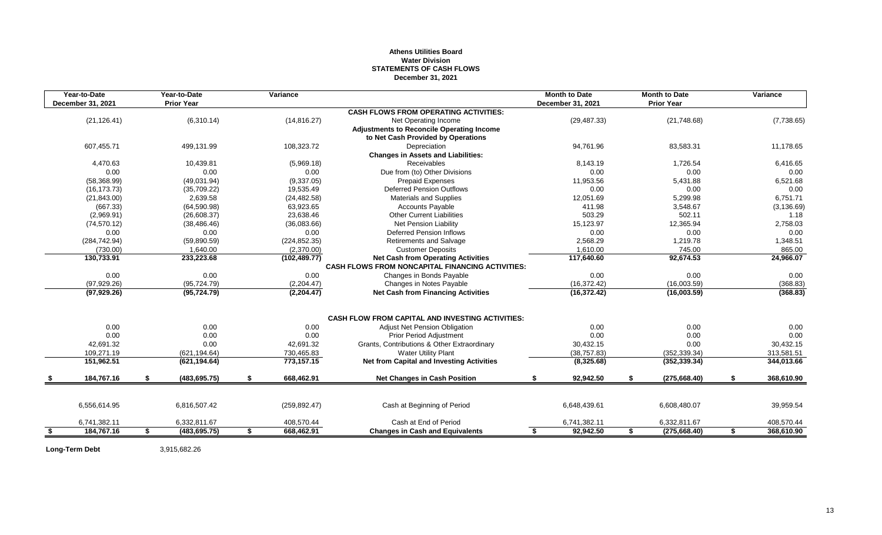**Athens Utilities Board**
**Water Division**
**STATEMENTS OF CASH FLOWS**
**December 31, 2021**

| Year-to-Date December 31, 2021 | Year-to-Date Prior Year | Variance | | Month to Date December 31, 2021 | Month to Date Prior Year | Variance |
|---|---|---|---|---|---|---|
| | | | **CASH FLOWS FROM OPERATING ACTIVITIES:** | | | |
| (21,126.41) | (6,310.14) | (14,816.27) | Net Operating Income | (29,487.33) | (21,748.68) | (7,738.65) |
| | | | **Adjustments to Reconcile Operating Income to Net Cash Provided by Operations** | | | |
| 607,455.71 | 499,131.99 | 108,323.72 | Depreciation | 94,761.96 | 83,583.31 | 11,178.65 |
| | | | **Changes in Assets and Liabilities:** | | | |
| 4,470.63 | 10,439.81 | (5,969.18) | Receivables | 8,143.19 | 1,726.54 | 6,416.65 |
| 0.00 | 0.00 | 0.00 | Due from (to) Other Divisions | 0.00 | 0.00 | 0.00 |
| (58,368.99) | (49,031.94) | (9,337.05) | Prepaid Expenses | 11,953.56 | 5,431.88 | 6,521.68 |
| (16,173.73) | (35,709.22) | 19,535.49 | Deferred Pension Outflows | 0.00 | 0.00 | 0.00 |
| (21,843.00) | 2,639.58 | (24,482.58) | Materials and Supplies | 12,051.69 | 5,299.98 | 6,751.71 |
| (667.33) | (64,590.98) | 63,923.65 | Accounts Payable | 411.98 | 3,548.67 | (3,136.69) |
| (2,969.91) | (26,608.37) | 23,638.46 | Other Current Liabilities | 503.29 | 502.11 | 1.18 |
| (74,570.12) | (38,486.46) | (36,083.66) | Net Pension Liability | 15,123.97 | 12,365.94 | 2,758.03 |
| 0.00 | 0.00 | 0.00 | Deferred Pension Inflows | 0.00 | 0.00 | 0.00 |
| (284,742.94) | (59,890.59) | (224,852.35) | Retirements and Salvage | 2,568.29 | 1,219.78 | 1,348.51 |
| (730.00) | 1,640.00 | (2,370.00) | Customer Deposits | 1,610.00 | 745.00 | 865.00 |
| **130,733.91** | **233,223.68** | **(102,489.77)** | **Net Cash from Operating Activities** | **117,640.60** | **92,674.53** | **24,966.07** |
| | | | **CASH FLOWS FROM NONCAPITAL FINANCING ACTIVITIES:** | | | |
| 0.00 | 0.00 | 0.00 | Changes in Bonds Payable | 0.00 | 0.00 | 0.00 |
| (97,929.26) | (95,724.79) | (2,204.47) | Changes in Notes Payable | (16,372.42) | (16,003.59) | (368.83) |
| **(97,929.26)** | **(95,724.79)** | **(2,204.47)** | **Net Cash from Financing Activities** | **(16,372.42)** | **(16,003.59)** | **(368.83)** |
| | | | **CASH FLOW FROM CAPITAL AND INVESTING ACTIVITIES:** | | | |
| 0.00 | 0.00 | 0.00 | Adjust Net Pension Obligation | 0.00 | 0.00 | 0.00 |
| 0.00 | 0.00 | 0.00 | Prior Period Adjustment | 0.00 | 0.00 | 0.00 |
| 42,691.32 | 0.00 | 42,691.32 | Grants, Contributions & Other Extraordinary | 30,432.15 | 0.00 | 30,432.15 |
| 109,271.19 | (621,194.64) | 730,465.83 | Water Utility Plant | (38,757.83) | (352,339.34) | 313,581.51 |
| **151,962.51** | **(621,194.64)** | **773,157.15** | **Net from Capital and Investing Activities** | **(8,325.68)** | **(352,339.34)** | **344,013.66** |
| **$ 184,767.16** | **$ (483,695.75)** | **$ 668,462.91** | **Net Changes in Cash Position** | **$ 92,942.50** | **$ (275,668.40)** | **$ 368,610.90** |
| 6,556,614.95 | 6,816,507.42 | (259,892.47) | Cash at Beginning of Period | 6,648,439.61 | 6,608,480.07 | 39,959.54 |
| 6,741,382.11 | 6,332,811.67 | 408,570.44 | Cash at End of Period | 6,741,382.11 | 6,332,811.67 | 408,570.44 |
| **$ 184,767.16** | **$ (483,695.75)** | **$ 668,462.91** | **Changes in Cash and Equivalents** | **$ 92,942.50** | **$ (275,668.40)** | **$ 368,610.90** |

**Long-Term Debt** 3,915,682.26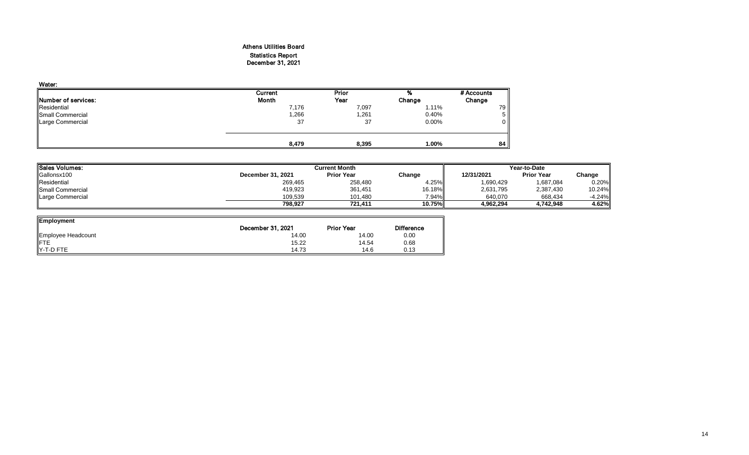# Athens Utilities Board

## Statistics Report

## December 31, 2021

### Water:

| Number of services: | Current Month | Prior Year | % Change | # Accounts Change |
|---|---|---|---|---|
| Residential | 7,176 | 7,097 | 1.11% | 79 |
| Small Commercial | 1,266 | 1,261 | 0.40% | 5 |
| Large Commercial | 37 | 37 | 0.00% | 0 |
| | **8,479** | **8,395** | **1.00%** | **84** |

| Sales Volumes: | Current Month | | | Year-to-Date | | |
|---|---|---|---|---|---|---|
| Gallonsx100 | December 31, 2021 | Prior Year | Change | 12/31/2021 | Prior Year | Change |
| Residential | 269,465 | 258,480 | 4.25% | 1,690,429 | 1,687,084 | 0.20% |
| Small Commercial | 419,923 | 361,451 | 16.18% | 2,631,795 | 2,387,430 | 10.24% |
| Large Commercial | 109,539 | 101,480 | 7.94% | 640,070 | 668,434 | -4.24% |
| | **798,927** | **721,411** | **10.75%** | **4,962,294** | **4,742,948** | **4.62%** |

| Employment | December 31, 2021 | Prior Year | Difference |
|---|---|---|---|
| Employee Headcount | 14.00 | 14.00 | 0.00 |
| FTE | 15.22 | 14.54 | 0.68 |
| Y-T-D FTE | 14.73 | 14.6 | 0.13 |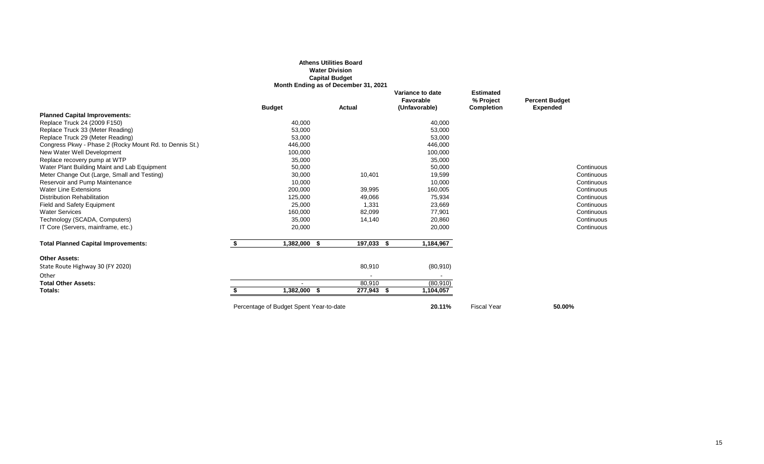**Athens Utilities Board**
**Water Division**
**Capital Budget**
**Month Ending as of December 31, 2021**

| | Budget | Actual | Variance to date Favorable (Unfavorable) | Estimated % Project Completion | Percent Budget Expended | |
|---|---|---|---|---|---|---|
| **Planned Capital Improvements:** | | | | | | |
| Replace Truck 24 (2009 F150) | 40,000 | | 40,000 | | | |
| Replace Truck 33 (Meter Reading) | 53,000 | | 53,000 | | | |
| Replace Truck 29 (Meter Reading) | 53,000 | | 53,000 | | | |
| Congress Pkwy - Phase 2 (Rocky Mount Rd. to Dennis St.) | 446,000 | | 446,000 | | | |
| New Water Well Development | 100,000 | | 100,000 | | | |
| Replace recovery pump at WTP | 35,000 | | 35,000 | | | |
| Water Plant Building Maint and Lab Equipment | 50,000 | | 50,000 | | | Continuous |
| Meter Change Out (Large, Small and Testing) | 30,000 | 10,401 | 19,599 | | | Continuous |
| Reservoir and Pump Maintenance | 10,000 | | 10,000 | | | Continuous |
| Water Line Extensions | 200,000 | 39,995 | 160,005 | | | Continuous |
| Distribution Rehabilitation | 125,000 | 49,066 | 75,934 | | | Continuous |
| Field and Safety Equipment | 25,000 | 1,331 | 23,669 | | | Continuous |
| Water Services | 160,000 | 82,099 | 77,901 | | | Continuous |
| Technology (SCADA, Computers) | 35,000 | 14,140 | 20,860 | | | Continuous |
| IT Core (Servers, mainframe, etc.) | 20,000 | | 20,000 | | | Continuous |
| **Total Planned Capital Improvements:** | **$ 1,382,000** | **$ 197,033** | **$ 1,184,967** | | | |
| **Other Assets:** | | | | | | |
| State Route Highway 30 (FY 2020) | | 80,910 | (80,910) | | | |
| Other | | - | - | | | |
| **Total Other Assets:** | - | 80,910 | (80,910) | | | |
| **Totals:** | **$ 1,382,000** | **$ 277,943** | **$ 1,104,057** | | | |
| Percentage of Budget Spent Year-to-date | | | **20.11%** | Fiscal Year | **50.00%** | |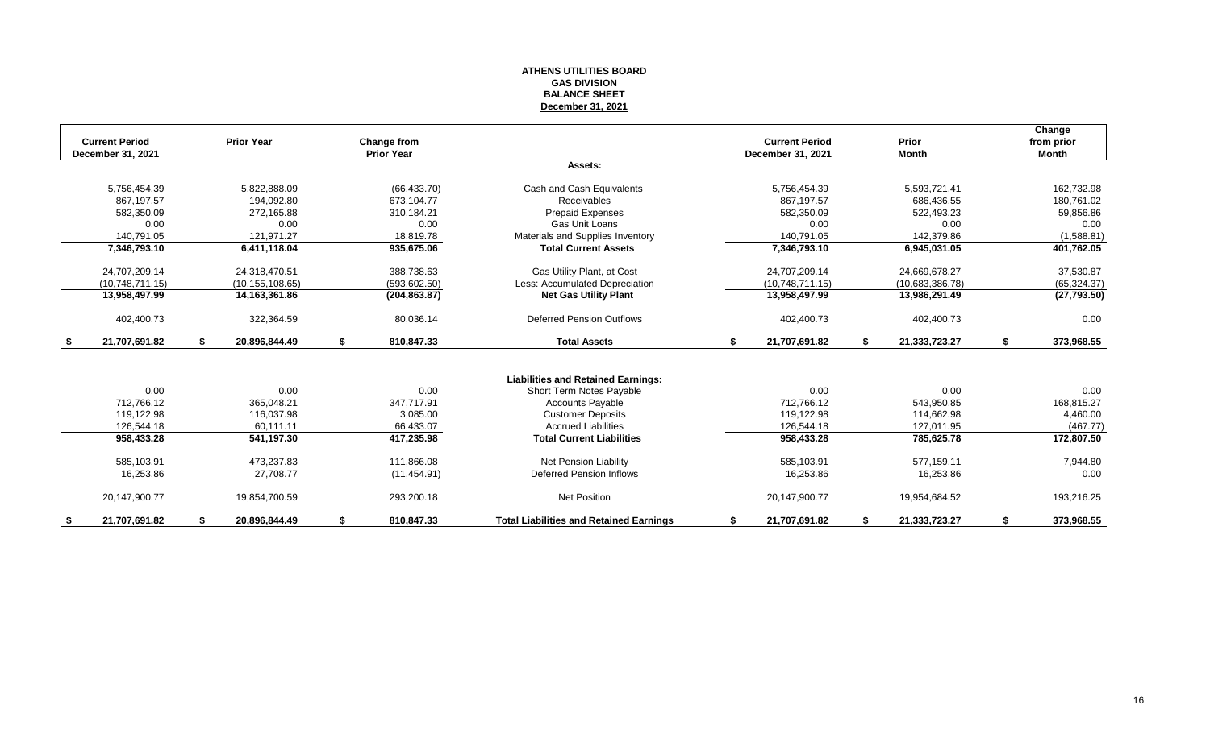# ATHENS UTILITIES BOARD
## GAS DIVISION
## BALANCE SHEET
## December 31, 2021

| Current Period December 31, 2021 | Prior Year | Change from Prior Year | | Current Period December 31, 2021 | Prior Month | Change from prior Month |
|---|---|---|---|---|---|---|
| | | | **Assets:** | | | |
| 5,756,454.39 | 5,822,888.09 | (66,433.70) | Cash and Cash Equivalents | 5,756,454.39 | 5,593,721.41 | 162,732.98 |
| 867,197.57 | 194,092.80 | 673,104.77 | Receivables | 867,197.57 | 686,436.55 | 180,761.02 |
| 582,350.09 | 272,165.88 | 310,184.21 | Prepaid Expenses | 582,350.09 | 522,493.23 | 59,856.86 |
| 0.00 | 0.00 | 0.00 | Gas Unit Loans | 0.00 | 0.00 | 0.00 |
| 140,791.05 | 121,971.27 | 18,819.78 | Materials and Supplies Inventory | 140,791.05 | 142,379.86 | (1,588.81) |
| **7,346,793.10** | **6,411,118.04** | **935,675.06** | **Total Current Assets** | **7,346,793.10** | **6,945,031.05** | **401,762.05** |
| 24,707,209.14 | 24,318,470.51 | 388,738.63 | Gas Utility Plant, at Cost | 24,707,209.14 | 24,669,678.27 | 37,530.87 |
| (10,748,711.15) | (10,155,108.65) | (593,602.50) | Less: Accumulated Depreciation | (10,748,711.15) | (10,683,386.78) | (65,324.37) |
| **13,958,497.99** | **14,163,361.86** | **(204,863.87)** | **Net Gas Utility Plant** | **13,958,497.99** | **13,986,291.49** | **(27,793.50)** |
| 402,400.73 | 322,364.59 | 80,036.14 | Deferred Pension Outflows | 402,400.73 | 402,400.73 | 0.00 |
| **$ 21,707,691.82** | **$ 20,896,844.49** | **$ 810,847.33** | **Total Assets** | **$ 21,707,691.82** | **$ 21,333,723.27** | **$ 373,968.55** |
| | | | **Liabilities and Retained Earnings:** | | | |
| 0.00 | 0.00 | 0.00 | Short Term Notes Payable | 0.00 | 0.00 | 0.00 |
| 712,766.12 | 365,048.21 | 347,717.91 | Accounts Payable | 712,766.12 | 543,950.85 | 168,815.27 |
| 119,122.98 | 116,037.98 | 3,085.00 | Customer Deposits | 119,122.98 | 114,662.98 | 4,460.00 |
| 126,544.18 | 60,111.11 | 66,433.07 | Accrued Liabilities | 126,544.18 | 127,011.95 | (467.77) |
| **958,433.28** | **541,197.30** | **417,235.98** | **Total Current Liabilities** | **958,433.28** | **785,625.78** | **172,807.50** |
| 585,103.91 | 473,237.83 | 111,866.08 | Net Pension Liability | 585,103.91 | 577,159.11 | 7,944.80 |
| 16,253.86 | 27,708.77 | (11,454.91) | Deferred Pension Inflows | 16,253.86 | 16,253.86 | 0.00 |
| 20,147,900.77 | 19,854,700.59 | 293,200.18 | Net Position | 20,147,900.77 | 19,954,684.52 | 193,216.25 |
| **$ 21,707,691.82** | **$ 20,896,844.49** | **$ 810,847.33** | **Total Liabilities and Retained Earnings** | **$ 21,707,691.82** | **$ 21,333,723.27** | **$ 373,968.55** |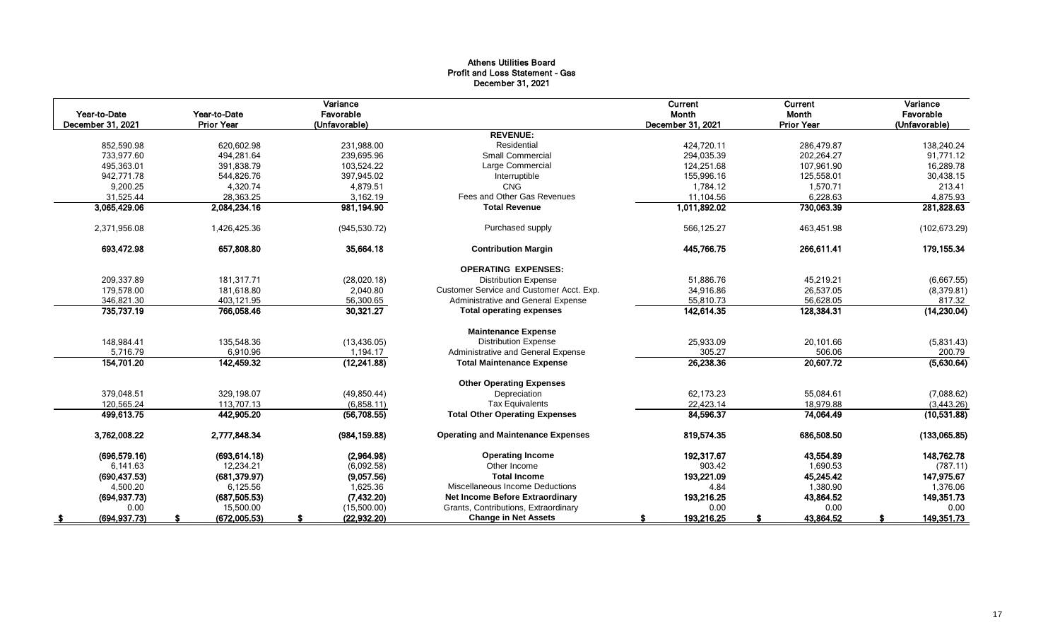# Athens Utilities Board
## Profit and Loss Statement - Gas
### December 31, 2021

| Year-to-Date December 31, 2021 | Year-to-Date Prior Year | Variance Favorable (Unfavorable) | | Current Month December 31, 2021 | Current Month Prior Year | Variance Favorable (Unfavorable) |
|---|---|---|---|---|---|---|
| | | | **REVENUE:** | | | |
| 852,590.98 | 620,602.98 | 231,988.00 | Residential | 424,720.11 | 286,479.87 | 138,240.24 |
| 733,977.60 | 494,281.64 | 239,695.96 | Small Commercial | 294,035.39 | 202,264.27 | 91,771.12 |
| 495,363.01 | 391,838.79 | 103,524.22 | Large Commercial | 124,251.68 | 107,961.90 | 16,289.78 |
| 942,771.78 | 544,826.76 | 397,945.02 | Interruptible | 155,996.16 | 125,558.01 | 30,438.15 |
| 9,200.25 | 4,320.74 | 4,879.51 | CNG | 1,784.12 | 1,570.71 | 213.41 |
| 31,525.44 | 28,363.25 | 3,162.19 | Fees and Other Gas Revenues | 11,104.56 | 6,228.63 | 4,875.93 |
| **3,065,429.06** | **2,084,234.16** | **981,194.90** | **Total Revenue** | **1,011,892.02** | **730,063.39** | **281,828.63** |
| 2,371,956.08 | 1,426,425.36 | (945,530.72) | Purchased supply | 566,125.27 | 463,451.98 | (102,673.29) |
| **693,472.98** | **657,808.80** | **35,664.18** | **Contribution Margin** | **445,766.75** | **266,611.41** | **179,155.34** |
| | | | **OPERATING EXPENSES:** | | | |
| 209,337.89 | 181,317.71 | (28,020.18) | Distribution Expense | 51,886.76 | 45,219.21 | (6,667.55) |
| 179,578.00 | 181,618.80 | 2,040.80 | Customer Service and Customer Acct. Exp. | 34,916.86 | 26,537.05 | (8,379.81) |
| 346,821.30 | 403,121.95 | 56,300.65 | Administrative and General Expense | 55,810.73 | 56,628.05 | 817.32 |
| **735,737.19** | **766,058.46** | **30,321.27** | **Total operating expenses** | **142,614.35** | **128,384.31** | **(14,230.04)** |
| | | | **Maintenance Expense** | | | |
| 148,984.41 | 135,548.36 | (13,436.05) | Distribution Expense | 25,933.09 | 20,101.66 | (5,831.43) |
| 5,716.79 | 6,910.96 | 1,194.17 | Administrative and General Expense | 305.27 | 506.06 | 200.79 |
| **154,701.20** | **142,459.32** | **(12,241.88)** | **Total Maintenance Expense** | **26,238.36** | **20,607.72** | **(5,630.64)** |
| | | | **Other Operating Expenses** | | | |
| 379,048.51 | 329,198.07 | (49,850.44) | Depreciation | 62,173.23 | 55,084.61 | (7,088.62) |
| 120,565.24 | 113,707.13 | (6,858.11) | Tax Equivalents | 22,423.14 | 18,979.88 | (3,443.26) |
| **499,613.75** | **442,905.20** | **(56,708.55)** | **Total Other Operating Expenses** | **84,596.37** | **74,064.49** | **(10,531.88)** |
| **3,762,008.22** | **2,777,848.34** | **(984,159.88)** | **Operating and Maintenance Expenses** | **819,574.35** | **686,508.50** | **(133,065.85)** |
| **(696,579.16)** | **(693,614.18)** | **(2,964.98)** | **Operating Income** | **192,317.67** | **43,554.89** | **148,762.78** |
| 6,141.63 | 12,234.21 | (6,092.58) | Other Income | 903.42 | 1,690.53 | (787.11) |
| **(690,437.53)** | **(681,379.97)** | **(9,057.56)** | **Total Income** | **193,221.09** | **45,245.42** | **147,975.67** |
| 4,500.20 | 6,125.56 | 1,625.36 | Miscellaneous Income Deductions | 4.84 | 1,380.90 | 1,376.06 |
| **(694,937.73)** | **(687,505.53)** | **(7,432.20)** | **Net Income Before Extraordinary** | **193,216.25** | **43,864.52** | **149,351.73** |
| 0.00 | 15,500.00 | (15,500.00) | Grants, Contributions, Extraordinary | 0.00 | 0.00 | 0.00 |
| **$ (694,937.73)** | **$ (672,005.53)** | **$ (22,932.20)** | **Change in Net Assets** | **$ 193,216.25** | **$ 43,864.52** | **$ 149,351.73** |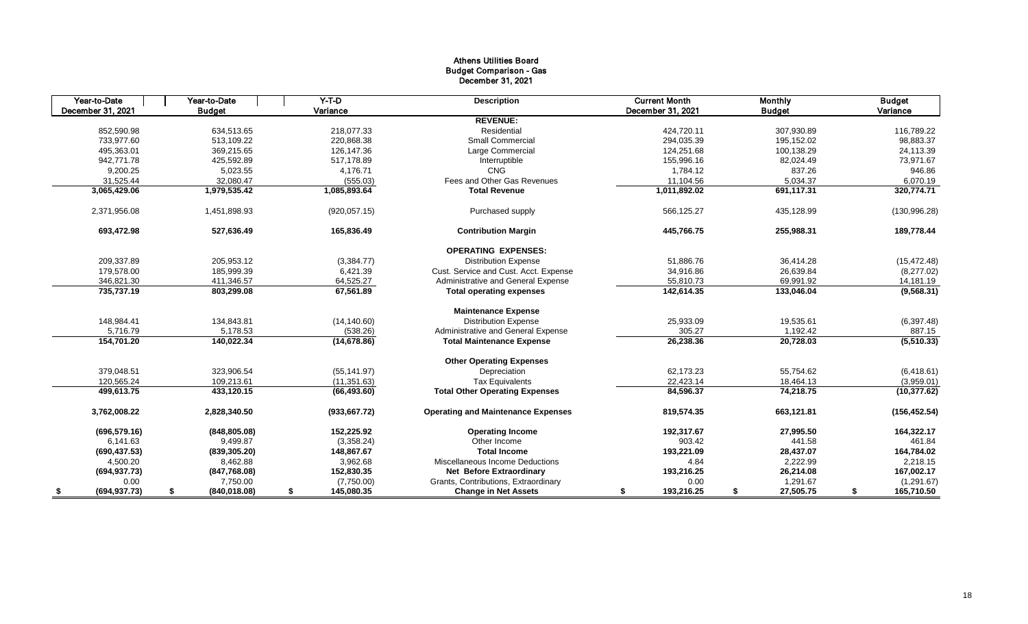# Athens Utilities Board
## Budget Comparison - Gas
### December 31, 2021

| Year-to-Date December 31, 2021 | Year-to-Date Budget | Y-T-D Variance | Description | Current Month December 31, 2021 | Monthly Budget | Budget Variance |
|---|---|---|---|---|---|---|
| | | | **REVENUE:** | | | |
| 852,590.98 | 634,513.65 | 218,077.33 | Residential | 424,720.11 | 307,930.89 | 116,789.22 |
| 733,977.60 | 513,109.22 | 220,868.38 | Small Commercial | 294,035.39 | 195,152.02 | 98,883.37 |
| 495,363.01 | 369,215.65 | 126,147.36 | Large Commercial | 124,251.68 | 100,138.29 | 24,113.39 |
| 942,771.78 | 425,592.89 | 517,178.89 | Interruptible | 155,996.16 | 82,024.49 | 73,971.67 |
| 9,200.25 | 5,023.55 | 4,176.71 | CNG | 1,784.12 | 837.26 | 946.86 |
| 31,525.44 | 32,080.47 | (555.03) | Fees and Other Gas Revenues | 11,104.56 | 5,034.37 | 6,070.19 |
| **3,065,429.06** | **1,979,535.42** | **1,085,893.64** | **Total Revenue** | **1,011,892.02** | **691,117.31** | **320,774.71** |
| 2,371,956.08 | 1,451,898.93 | (920,057.15) | Purchased supply | 566,125.27 | 435,128.99 | (130,996.28) |
| **693,472.98** | **527,636.49** | **165,836.49** | **Contribution Margin** | **445,766.75** | **255,988.31** | **189,778.44** |
| | | | **OPERATING EXPENSES:** | | | |
| 209,337.89 | 205,953.12 | (3,384.77) | Distribution Expense | 51,886.76 | 36,414.28 | (15,472.48) |
| 179,578.00 | 185,999.39 | 6,421.39 | Cust. Service and Cust. Acct. Expense | 34,916.86 | 26,639.84 | (8,277.02) |
| 346,821.30 | 411,346.57 | 64,525.27 | Administrative and General Expense | 55,810.73 | 69,991.92 | 14,181.19 |
| **735,737.19** | **803,299.08** | **67,561.89** | **Total operating expenses** | **142,614.35** | **133,046.04** | **(9,568.31)** |
| | | | **Maintenance Expense** | | | |
| 148,984.41 | 134,843.81 | (14,140.60) | Distribution Expense | 25,933.09 | 19,535.61 | (6,397.48) |
| 5,716.79 | 5,178.53 | (538.26) | Administrative and General Expense | 305.27 | 1,192.42 | 887.15 |
| **154,701.20** | **140,022.34** | **(14,678.86)** | **Total Maintenance Expense** | **26,238.36** | **20,728.03** | **(5,510.33)** |
| | | | **Other Operating Expenses** | | | |
| 379,048.51 | 323,906.54 | (55,141.97) | Depreciation | 62,173.23 | 55,754.62 | (6,418.61) |
| 120,565.24 | 109,213.61 | (11,351.63) | Tax Equivalents | 22,423.14 | 18,464.13 | (3,959.01) |
| **499,613.75** | **433,120.15** | **(66,493.60)** | **Total Other Operating Expenses** | **84,596.37** | **74,218.75** | **(10,377.62)** |
| **3,762,008.22** | **2,828,340.50** | **(933,667.72)** | **Operating and Maintenance Expenses** | **819,574.35** | **663,121.81** | **(156,452.54)** |
| **(696,579.16)** | **(848,805.08)** | **152,225.92** | **Operating Income** | **192,317.67** | **27,995.50** | **164,322.17** |
| 6,141.63 | 9,499.87 | (3,358.24) | Other Income | 903.42 | 441.58 | 461.84 |
| **(690,437.53)** | **(839,305.20)** | **148,867.67** | **Total Income** | **193,221.09** | **28,437.07** | **164,784.02** |
| 4,500.20 | 8,462.88 | 3,962.68 | Miscellaneous Income Deductions | 4.84 | 2,222.99 | 2,218.15 |
| **(694,937.73)** | **(847,768.08)** | **152,830.35** | **Net Before Extraordinary** | **193,216.25** | **26,214.08** | **167,002.17** |
| 0.00 | 7,750.00 | (7,750.00) | Grants, Contributions, Extraordinary | 0.00 | 1,291.67 | (1,291.67) |
| **$ (694,937.73)** | **$ (840,018.08)** | **$ 145,080.35** | **Change in Net Assets** | **$ 193,216.25** | **$ 27,505.75** | **$ 165,710.50** |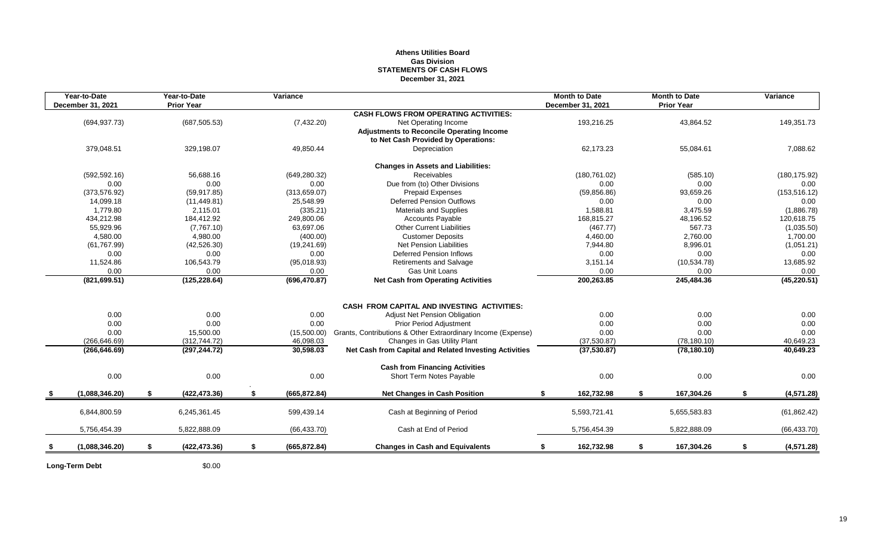**Athens Utilities Board**
**Gas Division**
**STATEMENTS OF CASH FLOWS**
**December 31, 2021**

| Year-to-Date December 31, 2021 | Year-to-Date Prior Year | Variance | | Month to Date December 31, 2021 | Month to Date Prior Year | Variance |
|---|---|---|---|---|---|---|
| | | | **CASH FLOWS FROM OPERATING ACTIVITIES:** | | | |
| (694,937.73) | (687,505.53) | (7,432.20) | Net Operating Income | 193,216.25 | 43,864.52 | 149,351.73 |
| | | | **Adjustments to Reconcile Operating Income to Net Cash Provided by Operations:** | | | |
| 379,048.51 | 329,198.07 | 49,850.44 | Depreciation | 62,173.23 | 55,084.61 | 7,088.62 |
| | | | **Changes in Assets and Liabilities:** | | | |
| (592,592.16) | 56,688.16 | (649,280.32) | Receivables | (180,761.02) | (585.10) | (180,175.92) |
| 0.00 | 0.00 | 0.00 | Due from (to) Other Divisions | 0.00 | 0.00 | 0.00 |
| (373,576.92) | (59,917.85) | (313,659.07) | Prepaid Expenses | (59,856.86) | 93,659.26 | (153,516.12) |
| 14,099.18 | (11,449.81) | 25,548.99 | Deferred Pension Outflows | 0.00 | 0.00 | 0.00 |
| 1,779.80 | 2,115.01 | (335.21) | Materials and Supplies | 1,588.81 | 3,475.59 | (1,886.78) |
| 434,212.98 | 184,412.92 | 249,800.06 | Accounts Payable | 168,815.27 | 48,196.52 | 120,618.75 |
| 55,929.96 | (7,767.10) | 63,697.06 | Other Current Liabilities | (467.77) | 567.73 | (1,035.50) |
| 4,580.00 | 4,980.00 | (400.00) | Customer Deposits | 4,460.00 | 2,760.00 | 1,700.00 |
| (61,767.99) | (42,526.30) | (19,241.69) | Net Pension Liabilities | 7,944.80 | 8,996.01 | (1,051.21) |
| 0.00 | 0.00 | 0.00 | Deferred Pension Inflows | 0.00 | 0.00 | 0.00 |
| 11,524.86 | 106,543.79 | (95,018.93) | Retirements and Salvage | 3,151.14 | (10,534.78) | 13,685.92 |
| 0.00 | 0.00 | 0.00 | Gas Unit Loans | 0.00 | 0.00 | 0.00 |
| **(821,699.51)** | **(125,228.64)** | **(696,470.87)** | **Net Cash from Operating Activities** | **200,263.85** | **245,484.36** | **(45,220.51)** |
| | | | **CASH FROM CAPITAL AND INVESTING ACTIVITIES:** | | | |
| 0.00 | 0.00 | 0.00 | Adjust Net Pension Obligation | 0.00 | 0.00 | 0.00 |
| 0.00 | 0.00 | 0.00 | Prior Period Adjustment | 0.00 | 0.00 | 0.00 |
| 0.00 | 15,500.00 | (15,500.00) | Grants, Contributions & Other Extraordinary Income (Expense) | 0.00 | 0.00 | 0.00 |
| (266,646.69) | (312,744.72) | 46,098.03 | Changes in Gas Utility Plant | (37,530.87) | (78,180.10) | 40,649.23 |
| **(266,646.69)** | **(297,244.72)** | **30,598.03** | **Net Cash from Capital and Related Investing Activities** | **(37,530.87)** | **(78,180.10)** | **40,649.23** |
| | | | **Cash from Financing Activities** | | | |
| 0.00 | 0.00 | 0.00 | Short Term Notes Payable | 0.00 | 0.00 | 0.00 |
| **$ (1,088,346.20)** | **$ (422,473.36)** | **$ (665,872.84)** | **Net Changes in Cash Position** | **$ 162,732.98** | **$ 167,304.26** | **$ (4,571.28)** |
| 6,844,800.59 | 6,245,361.45 | 599,439.14 | Cash at Beginning of Period | 5,593,721.41 | 5,655,583.83 | (61,862.42) |
| 5,756,454.39 | 5,822,888.09 | (66,433.70) | Cash at End of Period | 5,756,454.39 | 5,822,888.09 | (66,433.70) |
| **$ (1,088,346.20)** | **$ (422,473.36)** | **$ (665,872.84)** | **Changes in Cash and Equivalents** | **$ 162,732.98** | **$ 167,304.26** | **$ (4,571.28)** |

**Long-Term Debt** $0.00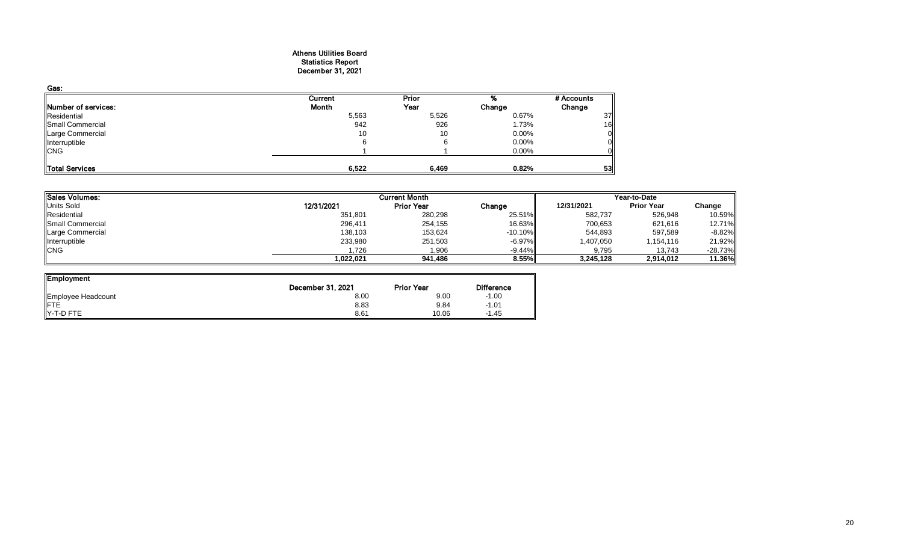# Athens Utilities Board
## Statistics Report
### December 31, 2021

**Gas:**

| Number of services: | Current Month | Prior Year | % Change | # Accounts Change |
|---|---|---|---|---|
| Residential | 5,563 | 5,526 | 0.67% | 37 |
| Small Commercial | 942 | 926 | 1.73% | 16 |
| Large Commercial | 10 | 10 | 0.00% | 0 |
| Interruptible | 6 | 6 | 0.00% | 0 |
| CNG | 1 | 1 | 0.00% | 0 |
| **Total Services** | **6,522** | **6,469** | **0.82%** | **53** |

| Sales Volumes: | Current Month | | | Year-to-Date | | |
|---|---|---|---|---|---|---|
| Units Sold | 12/31/2021 | Prior Year | Change | 12/31/2021 | Prior Year | Change |
| Residential | 351,801 | 280,298 | 25.51% | 582,737 | 526,948 | 10.59% |
| Small Commercial | 296,411 | 254,155 | 16.63% | 700,653 | 621,616 | 12.71% |
| Large Commercial | 138,103 | 153,624 | -10.10% | 544,893 | 597,589 | -8.82% |
| Interruptible | 233,980 | 251,503 | -6.97% | 1,407,050 | 1,154,116 | 21.92% |
| CNG | 1,726 | 1,906 | -9.44% | 9,795 | 13,743 | -28.73% |
| | **1,022,021** | **941,486** | **8.55%** | **3,245,128** | **2,914,012** | **11.36%** |

| Employment | December 31, 2021 | Prior Year | Difference |
|---|---|---|---|
| Employee Headcount | 8.00 | 9.00 | -1.00 |
| FTE | 8.83 | 9.84 | -1.01 |
| Y-T-D FTE | 8.61 | 10.06 | -1.45 |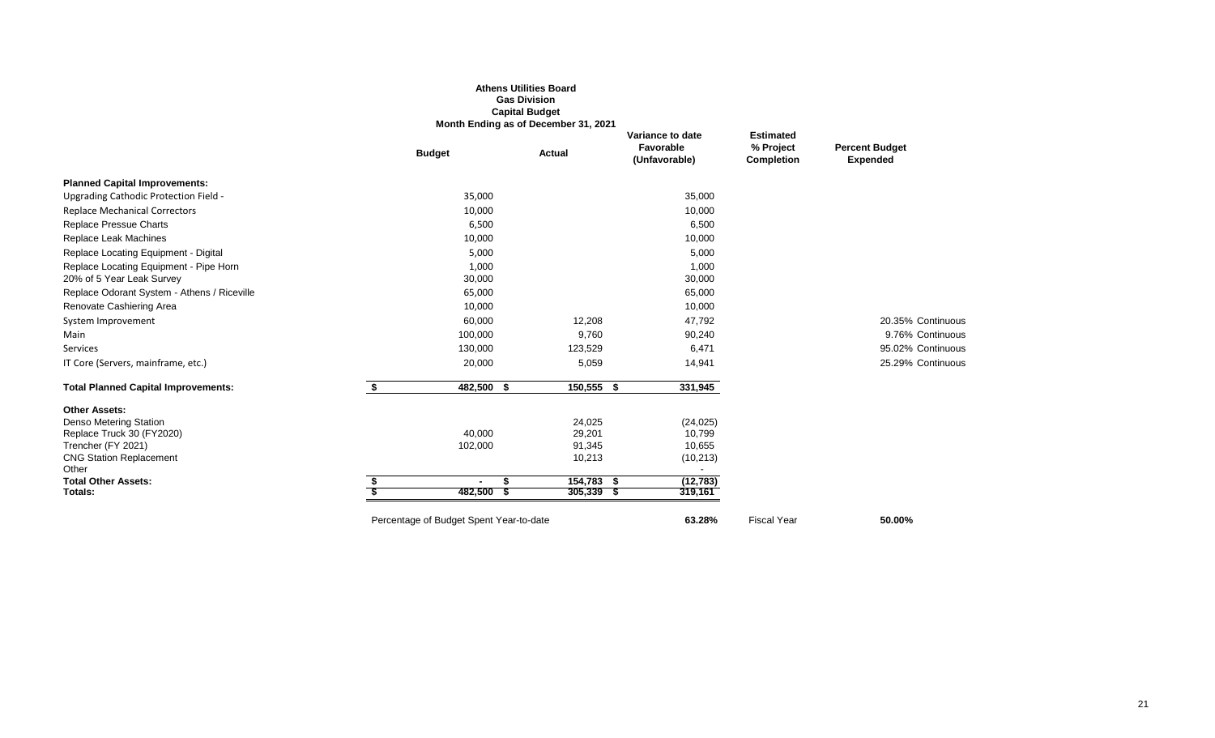**Athens Utilities Board**
**Gas Division**
**Capital Budget**
**Month Ending as of December 31, 2021**

| | Budget | Actual | Variance to date Favorable (Unfavorable) | Estimated % Project Completion | Percent Budget Expended |
|---|---|---|---|---|---|
| **Planned Capital Improvements:** | | | | | |
| Upgrading Cathodic Protection Field - | 35,000 | | 35,000 | | |
| Replace Mechanical Correctors | 10,000 | | 10,000 | | |
| Replace Pressue Charts | 6,500 | | 6,500 | | |
| Replace Leak Machines | 10,000 | | 10,000 | | |
| Replace Locating Equipment - Digital | 5,000 | | 5,000 | | |
| Replace Locating Equipment - Pipe Horn | 1,000 | | 1,000 | | |
| 20% of 5 Year Leak Survey | 30,000 | | 30,000 | | |
| Replace Odorant System - Athens / Riceville | 65,000 | | 65,000 | | |
| Renovate Cashiering Area | 10,000 | | 10,000 | | |
| System Improvement | 60,000 | 12,208 | 47,792 | | 20.35% Continuous |
| Main | 100,000 | 9,760 | 90,240 | | 9.76% Continuous |
| Services | 130,000 | 123,529 | 6,471 | | 95.02% Continuous |
| IT Core (Servers, mainframe, etc.) | 20,000 | 5,059 | 14,941 | | 25.29% Continuous |
| **Total Planned Capital Improvements:** | **$ 482,500** | **$ 150,555** | **$ 331,945** | | |
| **Other Assets:** | | | | | |
| Denso Metering Station | | 24,025 | (24,025) | | |
| Replace Truck 30 (FY2020) | 40,000 | 29,201 | 10,799 | | |
| Trencher (FY 2021) | 102,000 | 91,345 | 10,655 | | |
| CNG Station Replacement | | 10,213 | (10,213) | | |
| Other | | | - | | |
| **Total Other Assets:** | **$ -** | **$ 154,783** | **$ (12,783)** | | |
| **Totals:** | **$ 482,500** | **$ 305,339** | **$ 319,161** | | |
| Percentage of Budget Spent Year-to-date | | | **63.28%** | Fiscal Year | **50.00%** |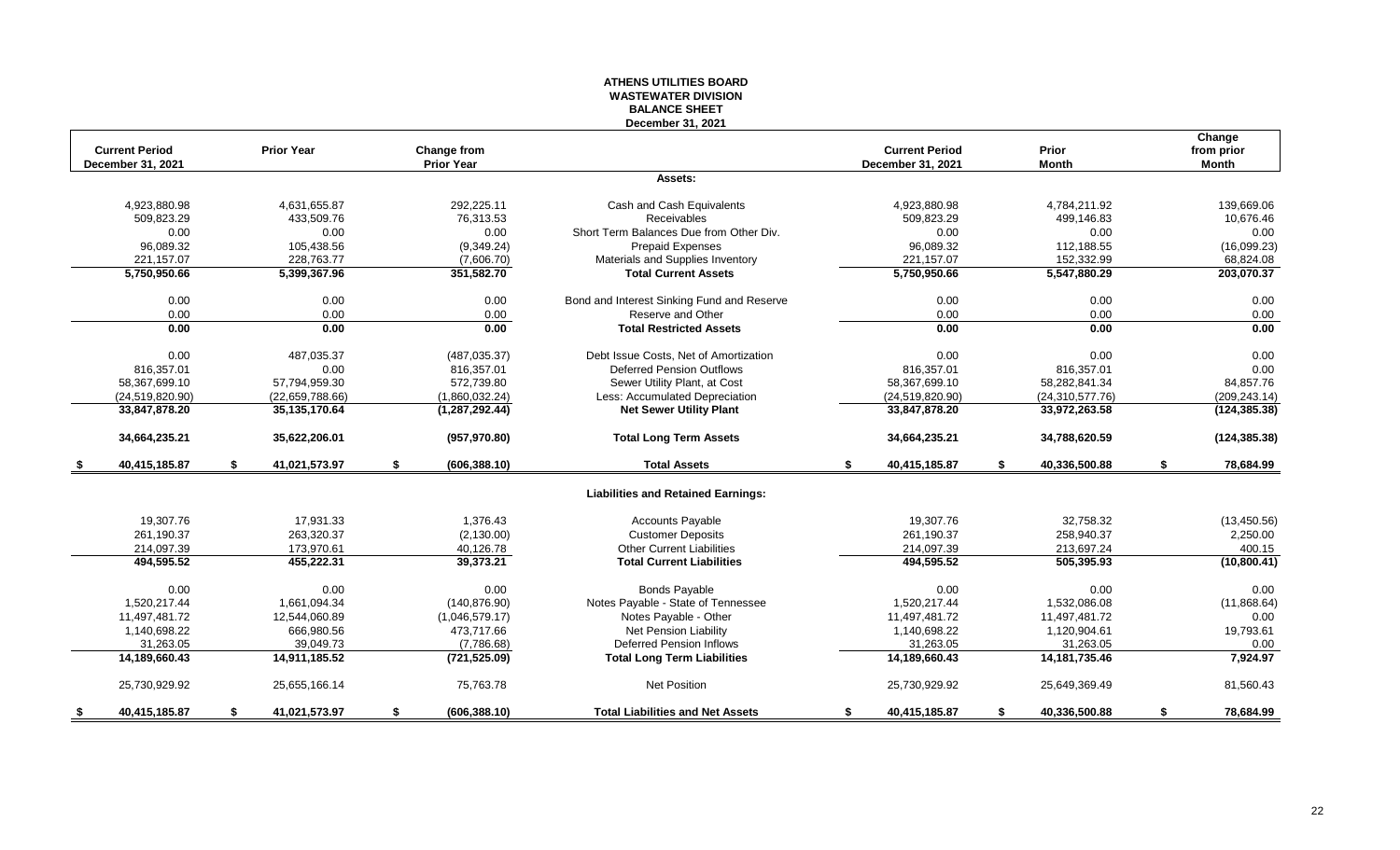# ATHENS UTILITIES BOARD
## WASTEWATER DIVISION
## BALANCE SHEET
### December 31, 2021

| Current Period December 31, 2021 | Prior Year | Change from Prior Year | | Current Period December 31, 2021 | Prior Month | Change from prior Month |
|---|---|---|---|---|---|---|
| | | | **Assets:** | | | |
| 4,923,880.98 | 4,631,655.87 | 292,225.11 | Cash and Cash Equivalents | 4,923,880.98 | 4,784,211.92 | 139,669.06 |
| 509,823.29 | 433,509.76 | 76,313.53 | Receivables | 509,823.29 | 499,146.83 | 10,676.46 |
| 0.00 | 0.00 | 0.00 | Short Term Balances Due from Other Div. | 0.00 | 0.00 | 0.00 |
| 96,089.32 | 105,438.56 | (9,349.24) | Prepaid Expenses | 96,089.32 | 112,188.55 | (16,099.23) |
| 221,157.07 | 228,763.77 | (7,606.70) | Materials and Supplies Inventory | 221,157.07 | 152,332.99 | 68,824.08 |
| **5,750,950.66** | **5,399,367.96** | **351,582.70** | **Total Current Assets** | **5,750,950.66** | **5,547,880.29** | **203,070.37** |
| 0.00 | 0.00 | 0.00 | Bond and Interest Sinking Fund and Reserve | 0.00 | 0.00 | 0.00 |
| 0.00 | 0.00 | 0.00 | Reserve and Other | 0.00 | 0.00 | 0.00 |
| **0.00** | **0.00** | **0.00** | **Total Restricted Assets** | **0.00** | **0.00** | **0.00** |
| 0.00 | 487,035.37 | (487,035.37) | Debt Issue Costs, Net of Amortization | 0.00 | 0.00 | 0.00 |
| 816,357.01 | 0.00 | 816,357.01 | Deferred Pension Outflows | 816,357.01 | 816,357.01 | 0.00 |
| 58,367,699.10 | 57,794,959.30 | 572,739.80 | Sewer Utility Plant, at Cost | 58,367,699.10 | 58,282,841.34 | 84,857.76 |
| (24,519,820.90) | (22,659,788.66) | (1,860,032.24) | Less: Accumulated Depreciation | (24,519,820.90) | (24,310,577.76) | (209,243.14) |
| **33,847,878.20** | **35,135,170.64** | **(1,287,292.44)** | **Net Sewer Utility Plant** | **33,847,878.20** | **33,972,263.58** | **(124,385.38)** |
| **34,664,235.21** | **35,622,206.01** | **(957,970.80)** | **Total Long Term Assets** | **34,664,235.21** | **34,788,620.59** | **(124,385.38)** |
| **$ 40,415,185.87** | **$ 41,021,573.97** | **$ (606,388.10)** | **Total Assets** | **$ 40,415,185.87** | **$ 40,336,500.88** | **$ 78,684.99** |
| | | | **Liabilities and Retained Earnings:** | | | |
| 19,307.76 | 17,931.33 | 1,376.43 | Accounts Payable | 19,307.76 | 32,758.32 | (13,450.56) |
| 261,190.37 | 263,320.37 | (2,130.00) | Customer Deposits | 261,190.37 | 258,940.37 | 2,250.00 |
| 214,097.39 | 173,970.61 | 40,126.78 | Other Current Liabilities | 214,097.39 | 213,697.24 | 400.15 |
| **494,595.52** | **455,222.31** | **39,373.21** | **Total Current Liabilities** | **494,595.52** | **505,395.93** | **(10,800.41)** |
| 0.00 | 0.00 | 0.00 | Bonds Payable | 0.00 | 0.00 | 0.00 |
| 1,520,217.44 | 1,661,094.34 | (140,876.90) | Notes Payable - State of Tennessee | 1,520,217.44 | 1,532,086.08 | (11,868.64) |
| 11,497,481.72 | 12,544,060.89 | (1,046,579.17) | Notes Payable - Other | 11,497,481.72 | 11,497,481.72 | 0.00 |
| 1,140,698.22 | 666,980.56 | 473,717.66 | Net Pension Liability | 1,140,698.22 | 1,120,904.61 | 19,793.61 |
| 31,263.05 | 39,049.73 | (7,786.68) | Deferred Pension Inflows | 31,263.05 | 31,263.05 | 0.00 |
| **14,189,660.43** | **14,911,185.52** | **(721,525.09)** | **Total Long Term Liabilities** | **14,189,660.43** | **14,181,735.46** | **7,924.97** |
| 25,730,929.92 | 25,655,166.14 | 75,763.78 | Net Position | 25,730,929.92 | 25,649,369.49 | 81,560.43 |
| **$ 40,415,185.87** | **$ 41,021,573.97** | **$ (606,388.10)** | **Total Liabilities and Net Assets** | **$ 40,415,185.87** | **$ 40,336,500.88** | **$ 78,684.99** |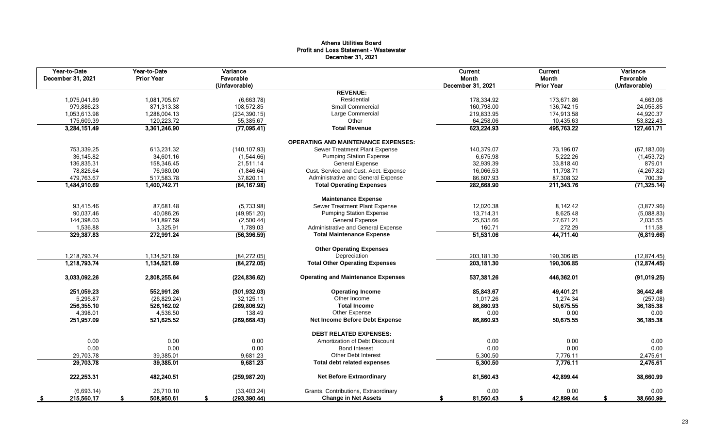# Athens Utilities Board
## Profit and Loss Statement - Wastewater
## December 31, 2021

| Year-to-Date December 31, 2021 | Year-to-Date Prior Year | Variance Favorable (Unfavorable) | | Current Month December 31, 2021 | Current Month Prior Year | Variance Favorable (Unfavorable) |
|---|---|---|---|---|---|---|
| | | | **REVENUE:** | | | |
| 1,075,041.89 | 1,081,705.67 | (6,663.78) | Residential | 178,334.92 | 173,671.86 | 4,663.06 |
| 979,886.23 | 871,313.38 | 108,572.85 | Small Commercial | 160,798.00 | 136,742.15 | 24,055.85 |
| 1,053,613.98 | 1,288,004.13 | (234,390.15) | Large Commercial | 219,833.95 | 174,913.58 | 44,920.37 |
| 175,609.39 | 120,223.72 | 55,385.67 | Other | 64,258.06 | 10,435.63 | 53,822.43 |
| **3,284,151.49** | **3,361,246.90** | **(77,095.41)** | **Total Revenue** | **623,224.93** | **495,763.22** | **127,461.71** |
| | | | **OPERATING AND MAINTENANCE EXPENSES:** | | | |
| 753,339.25 | 613,231.32 | (140,107.93) | Sewer Treatment Plant Expense | 140,379.07 | 73,196.07 | (67,183.00) |
| 36,145.82 | 34,601.16 | (1,544.66) | Pumping Station Expense | 6,675.98 | 5,222.26 | (1,453.72) |
| 136,835.31 | 158,346.45 | 21,511.14 | General Expense | 32,939.39 | 33,818.40 | 879.01 |
| 78,826.64 | 76,980.00 | (1,846.64) | Cust. Service and Cust. Acct. Expense | 16,066.53 | 11,798.71 | (4,267.82) |
| 479,763.67 | 517,583.78 | 37,820.11 | Administrative and General Expense | 86,607.93 | 87,308.32 | 700.39 |
| **1,484,910.69** | **1,400,742.71** | **(84,167.98)** | **Total Operating Expenses** | **282,668.90** | **211,343.76** | **(71,325.14)** |
| | | | **Maintenance Expense** | | | |
| 93,415.46 | 87,681.48 | (5,733.98) | Sewer Treatment Plant Expense | 12,020.38 | 8,142.42 | (3,877.96) |
| 90,037.46 | 40,086.26 | (49,951.20) | Pumping Station Expense | 13,714.31 | 8,625.48 | (5,088.83) |
| 144,398.03 | 141,897.59 | (2,500.44) | General Expense | 25,635.66 | 27,671.21 | 2,035.55 |
| 1,536.88 | 3,325.91 | 1,789.03 | Administrative and General Expense | 160.71 | 272.29 | 111.58 |
| **329,387.83** | **272,991.24** | **(56,396.59)** | **Total Maintenance Expense** | **51,531.06** | **44,711.40** | **(6,819.66)** |
| | | | **Other Operating Expenses** | | | |
| 1,218,793.74 | 1,134,521.69 | (84,272.05) | Depreciation | 203,181.30 | 190,306.85 | (12,874.45) |
| **1,218,793.74** | **1,134,521.69** | **(84,272.05)** | **Total Other Operating Expenses** | **203,181.30** | **190,306.85** | **(12,874.45)** |
| **3,033,092.26** | **2,808,255.64** | **(224,836.62)** | **Operating and Maintenance Expenses** | **537,381.26** | **446,362.01** | **(91,019.25)** |
| **251,059.23** | **552,991.26** | **(301,932.03)** | **Operating Income** | **85,843.67** | **49,401.21** | **36,442.46** |
| 5,295.87 | (26,829.24) | 32,125.11 | Other Income | 1,017.26 | 1,274.34 | (257.08) |
| **256,355.10** | **526,162.02** | **(269,806.92)** | **Total Income** | **86,860.93** | **50,675.55** | **36,185.38** |
| 4,398.01 | 4,536.50 | 138.49 | Other Expense | 0.00 | 0.00 | 0.00 |
| **251,957.09** | **521,625.52** | **(269,668.43)** | **Net Income Before Debt Expense** | **86,860.93** | **50,675.55** | **36,185.38** |
| | | | **DEBT RELATED EXPENSES:** | | | |
| 0.00 | 0.00 | 0.00 | Amortization of Debt Discount | 0.00 | 0.00 | 0.00 |
| 0.00 | 0.00 | 0.00 | Bond Interest | 0.00 | 0.00 | 0.00 |
| 29,703.78 | 39,385.01 | 9,681.23 | Other Debt Interest | 5,300.50 | 7,776.11 | 2,475.61 |
| **29,703.78** | **39,385.01** | **9,681.23** | **Total debt related expenses** | **5,300.50** | **7,776.11** | **2,475.61** |
| **222,253.31** | **482,240.51** | **(259,987.20)** | **Net Before Extraordinary** | **81,560.43** | **42,899.44** | **38,660.99** |
| (6,693.14) | 26,710.10 | (33,403.24) | Grants, Contributions, Extraordinary | 0.00 | 0.00 | 0.00 |
| **$ 215,560.17** | **$ 508,950.61** | **$ (293,390.44)** | **Change in Net Assets** | **$ 81,560.43** | **$ 42,899.44** | **$ 38,660.99** |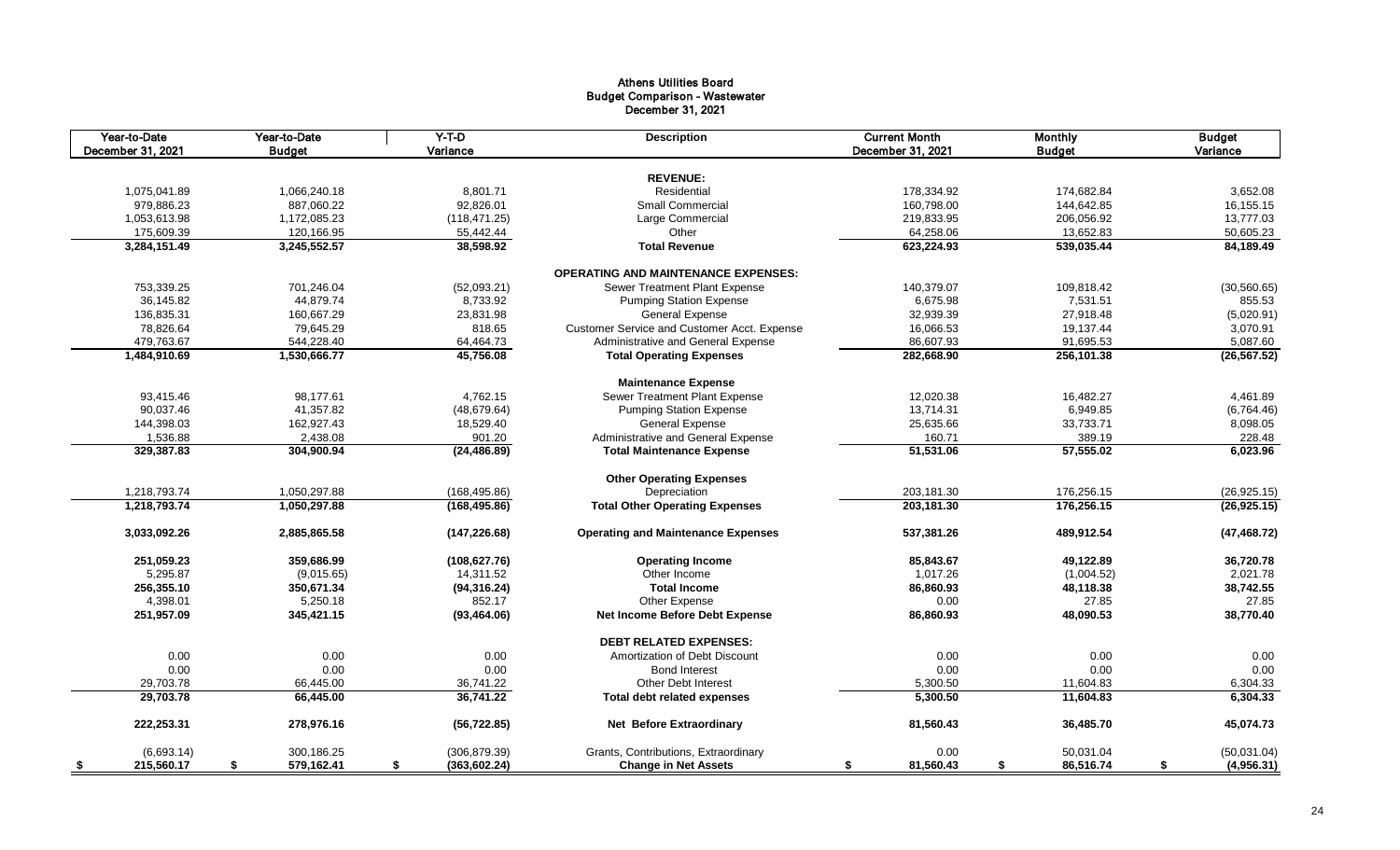# Athens Utilities Board
## Budget Comparison - Wastewater
### December 31, 2021

| Year-to-Date December 31, 2021 | Year-to-Date Budget | Y-T-D Variance | Description | Current Month December 31, 2021 | Monthly Budget | Budget Variance |
|---|---|---|---|---|---|---|
| | | | **REVENUE:** | | | |
| 1,075,041.89 | 1,066,240.18 | 8,801.71 | Residential | 178,334.92 | 174,682.84 | 3,652.08 |
| 979,886.23 | 887,060.22 | 92,826.01 | Small Commercial | 160,798.00 | 144,642.85 | 16,155.15 |
| 1,053,613.98 | 1,172,085.23 | (118,471.25) | Large Commercial | 219,833.95 | 206,056.92 | 13,777.03 |
| 175,609.39 | 120,166.95 | 55,442.44 | Other | 64,258.06 | 13,652.83 | 50,605.23 |
| **3,284,151.49** | **3,245,552.57** | **38,598.92** | **Total Revenue** | **623,224.93** | **539,035.44** | **84,189.49** |
| | | | **OPERATING AND MAINTENANCE EXPENSES:** | | | |
| 753,339.25 | 701,246.04 | (52,093.21) | Sewer Treatment Plant Expense | 140,379.07 | 109,818.42 | (30,560.65) |
| 36,145.82 | 44,879.74 | 8,733.92 | Pumping Station Expense | 6,675.98 | 7,531.51 | 855.53 |
| 136,835.31 | 160,667.29 | 23,831.98 | General Expense | 32,939.39 | 27,918.48 | (5,020.91) |
| 78,826.64 | 79,645.29 | 818.65 | Customer Service and Customer Acct. Expense | 16,066.53 | 19,137.44 | 3,070.91 |
| 479,763.67 | 544,228.40 | 64,464.73 | Administrative and General Expense | 86,607.93 | 91,695.53 | 5,087.60 |
| **1,484,910.69** | **1,530,666.77** | **45,756.08** | **Total Operating Expenses** | **282,668.90** | **256,101.38** | **(26,567.52)** |
| | | | **Maintenance Expense** | | | |
| 93,415.46 | 98,177.61 | 4,762.15 | Sewer Treatment Plant Expense | 12,020.38 | 16,482.27 | 4,461.89 |
| 90,037.46 | 41,357.82 | (48,679.64) | Pumping Station Expense | 13,714.31 | 6,949.85 | (6,764.46) |
| 144,398.03 | 162,927.43 | 18,529.40 | General Expense | 25,635.66 | 33,733.71 | 8,098.05 |
| 1,536.88 | 2,438.08 | 901.20 | Administrative and General Expense | 160.71 | 389.19 | 228.48 |
| **329,387.83** | **304,900.94** | **(24,486.89)** | **Total Maintenance Expense** | **51,531.06** | **57,555.02** | **6,023.96** |
| | | | **Other Operating Expenses** | | | |
| 1,218,793.74 | 1,050,297.88 | (168,495.86) | Depreciation | 203,181.30 | 176,256.15 | (26,925.15) |
| **1,218,793.74** | **1,050,297.88** | **(168,495.86)** | **Total Other Operating Expenses** | **203,181.30** | **176,256.15** | **(26,925.15)** |
| **3,033,092.26** | **2,885,865.58** | **(147,226.68)** | **Operating and Maintenance Expenses** | **537,381.26** | **489,912.54** | **(47,468.72)** |
| **251,059.23** | **359,686.99** | **(108,627.76)** | **Operating Income** | **85,843.67** | **49,122.89** | **36,720.78** |
| 5,295.87 | (9,015.65) | 14,311.52 | Other Income | 1,017.26 | (1,004.52) | 2,021.78 |
| **256,355.10** | **350,671.34** | **(94,316.24)** | **Total Income** | **86,860.93** | **48,118.38** | **38,742.55** |
| 4,398.01 | 5,250.18 | 852.17 | Other Expense | 0.00 | 27.85 | 27.85 |
| **251,957.09** | **345,421.15** | **(93,464.06)** | **Net Income Before Debt Expense** | **86,860.93** | **48,090.53** | **38,770.40** |
| | | | **DEBT RELATED EXPENSES:** | | | |
| 0.00 | 0.00 | 0.00 | Amortization of Debt Discount | 0.00 | 0.00 | 0.00 |
| 0.00 | 0.00 | 0.00 | Bond Interest | 0.00 | 0.00 | 0.00 |
| 29,703.78 | 66,445.00 | 36,741.22 | Other Debt Interest | 5,300.50 | 11,604.83 | 6,304.33 |
| **29,703.78** | **66,445.00** | **36,741.22** | **Total debt related expenses** | **5,300.50** | **11,604.83** | **6,304.33** |
| **222,253.31** | **278,976.16** | **(56,722.85)** | **Net Before Extraordinary** | **81,560.43** | **36,485.70** | **45,074.73** |
| (6,693.14) | 300,186.25 | (306,879.39) | Grants, Contributions, Extraordinary | 0.00 | 50,031.04 | (50,031.04) |
| **$ 215,560.17** | **$ 579,162.41** | **$ (363,602.24)** | **Change in Net Assets** | **$ 81,560.43** | **$ 86,516.74** | **$ (4,956.31)** |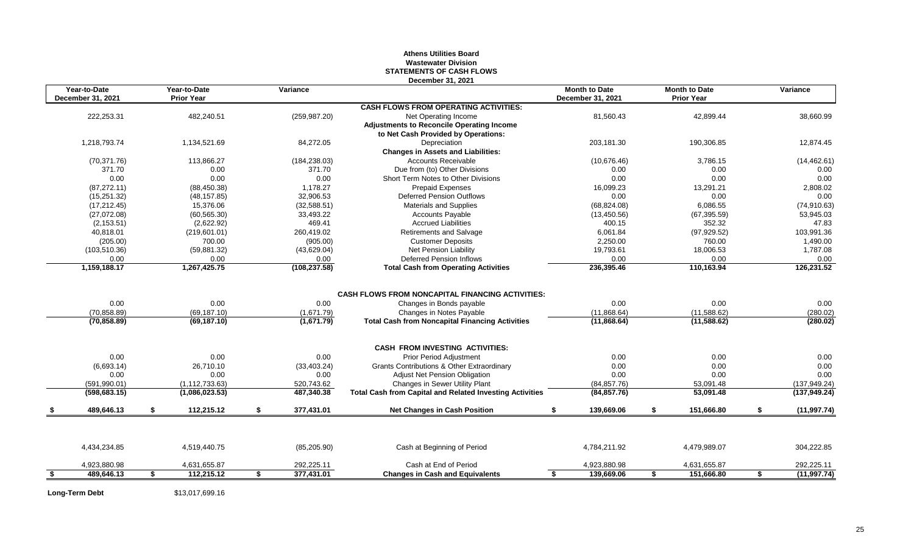# Athens Utilities Board
## Wastewater Division
### STATEMENTS OF CASH FLOWS
**December 31, 2021**

| Year-to-Date December 31, 2021 | Year-to-Date Prior Year | Variance | | Month to Date December 31, 2021 | Month to Date Prior Year | Variance |
|---|---|---|---|---|---|---|
| | | | **CASH FLOWS FROM OPERATING ACTIVITIES:** | | | |
| 222,253.31 | 482,240.51 | (259,987.20) | Net Operating Income | 81,560.43 | 42,899.44 | 38,660.99 |
| | | | **Adjustments to Reconcile Operating Income to Net Cash Provided by Operations:** | | | |
| 1,218,793.74 | 1,134,521.69 | 84,272.05 | Depreciation | 203,181.30 | 190,306.85 | 12,874.45 |
| | | | **Changes in Assets and Liabilities:** | | | |
| (70,371.76) | 113,866.27 | (184,238.03) | Accounts Receivable | (10,676.46) | 3,786.15 | (14,462.61) |
| 371.70 | 0.00 | 371.70 | Due from (to) Other Divisions | 0.00 | 0.00 | 0.00 |
| 0.00 | 0.00 | 0.00 | Short Term Notes to Other Divisions | 0.00 | 0.00 | 0.00 |
| (87,272.11) | (88,450.38) | 1,178.27 | Prepaid Expenses | 16,099.23 | 13,291.21 | 2,808.02 |
| (15,251.32) | (48,157.85) | 32,906.53 | Deferred Pension Outflows | 0.00 | 0.00 | 0.00 |
| (17,212.45) | 15,376.06 | (32,588.51) | Materials and Supplies | (68,824.08) | 6,086.55 | (74,910.63) |
| (27,072.08) | (60,565.30) | 33,493.22 | Accounts Payable | (13,450.56) | (67,395.59) | 53,945.03 |
| (2,153.51) | (2,622.92) | 469.41 | Accrued Liabilities | 400.15 | 352.32 | 47.83 |
| 40,818.01 | (219,601.01) | 260,419.02 | Retirements and Salvage | 6,061.84 | (97,929.52) | 103,991.36 |
| (205.00) | 700.00 | (905.00) | Customer Deposits | 2,250.00 | 760.00 | 1,490.00 |
| (103,510.36) | (59,881.32) | (43,629.04) | Net Pension Liability | 19,793.61 | 18,006.53 | 1,787.08 |
| 0.00 | 0.00 | 0.00 | Deferred Pension Inflows | 0.00 | 0.00 | 0.00 |
| **1,159,188.17** | **1,267,425.75** | **(108,237.58)** | **Total Cash from Operating Activities** | **236,395.46** | **110,163.94** | **126,231.52** |
| | | | **CASH FLOWS FROM NONCAPITAL FINANCING ACTIVITIES:** | | | |
| 0.00 | 0.00 | 0.00 | Changes in Bonds payable | 0.00 | 0.00 | 0.00 |
| (70,858.89) | (69,187.10) | (1,671.79) | Changes in Notes Payable | (11,868.64) | (11,588.62) | (280.02) |
| **(70,858.89)** | **(69,187.10)** | **(1,671.79)** | **Total Cash from Noncapital Financing Activities** | **(11,868.64)** | **(11,588.62)** | **(280.02)** |
| | | | **CASH FROM INVESTING ACTIVITIES:** | | | |
| 0.00 | 0.00 | 0.00 | Prior Period Adjustment | 0.00 | 0.00 | 0.00 |
| (6,693.14) | 26,710.10 | (33,403.24) | Grants Contributions & Other Extraordinary | 0.00 | 0.00 | 0.00 |
| 0.00 | 0.00 | 0.00 | Adjust Net Pension Obligation | 0.00 | 0.00 | 0.00 |
| (591,990.01) | (1,112,733.63) | 520,743.62 | Changes in Sewer Utility Plant | (84,857.76) | 53,091.48 | (137,949.24) |
| **(598,683.15)** | **(1,086,023.53)** | **487,340.38** | **Total Cash from Capital and Related Investing Activities** | **(84,857.76)** | **53,091.48** | **(137,949.24)** |
| **$ 489,646.13** | **$ 112,215.12** | **$ 377,431.01** | **Net Changes in Cash Position** | **$ 139,669.06** | **$ 151,666.80** | **$ (11,997.74)** |
| 4,434,234.85 | 4,519,440.75 | (85,205.90) | Cash at Beginning of Period | 4,784,211.92 | 4,479,989.07 | 304,222.85 |
| 4,923,880.98 | 4,631,655.87 | 292,225.11 | Cash at End of Period | 4,923,880.98 | 4,631,655.87 | 292,225.11 |
| **$ 489,646.13** | **$ 112,215.12** | **$ 377,431.01** | **Changes in Cash and Equivalents** | **$ 139,669.06** | **$ 151,666.80** | **$ (11,997.74)** |

**Long-Term Debt** $13,017,699.16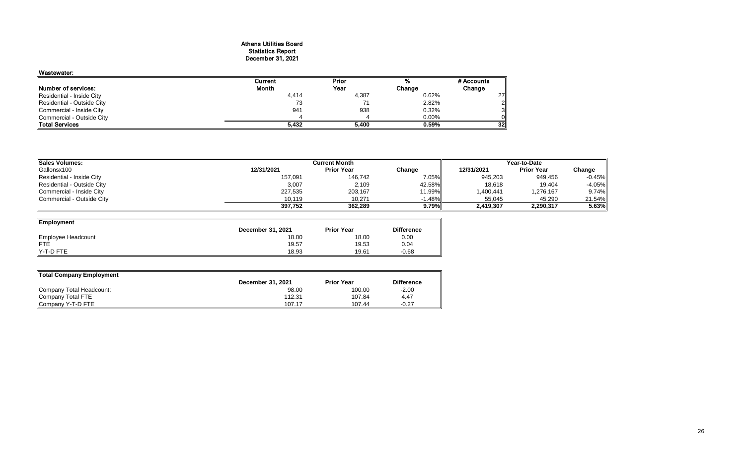# Athens Utilities Board
## Statistics Report
## December 31, 2021

**Wastewater:**

| Number of services: | Current Month | Prior Year | % Change | # Accounts Change |
|---|---|---|---|---|
| Residential - Inside City | 4,414 | 4,387 | 0.62% | 27 |
| Residential - Outside City | 73 | 71 | 2.82% | 2 |
| Commercial - Inside City | 941 | 938 | 0.32% | 3 |
| Commercial - Outside City | 4 | 4 | 0.00% | 0 |
| **Total Services** | **5,432** | **5,400** | **0.59%** | **32** |

| Sales Volumes: | Current Month | | | Year-to-Date | | |
|---|---|---|---|---|---|---|
| Gallonsx100 | 12/31/2021 | Prior Year | Change | 12/31/2021 | Prior Year | Change |
| Residential - Inside City | 157,091 | 146,742 | 7.05% | 945,203 | 949,456 | -0.45% |
| Residential - Outside City | 3,007 | 2,109 | 42.58% | 18,618 | 19,404 | -4.05% |
| Commercial - Inside City | 227,535 | 203,167 | 11.99% | 1,400,441 | 1,276,167 | 9.74% |
| Commercial - Outside City | 10,119 | 10,271 | -1.48% | 55,045 | 45,290 | 21.54% |
| | **397,752** | **362,289** | **9.79%** | **2,419,307** | **2,290,317** | **5.63%** |

| Employment | December 31, 2021 | Prior Year | Difference |
|---|---|---|---|
| Employee Headcount | 18.00 | 18.00 | 0.00 |
| FTE | 19.57 | 19.53 | 0.04 |
| Y-T-D FTE | 18.93 | 19.61 | -0.68 |

| Total Company Employment | December 31, 2021 | Prior Year | Difference |
|---|---|---|---|
| Company Total Headcount: | 98.00 | 100.00 | -2.00 |
| Company Total FTE | 112.31 | 107.84 | 4.47 |
| Company Y-T-D FTE | 107.17 | 107.44 | -0.27 |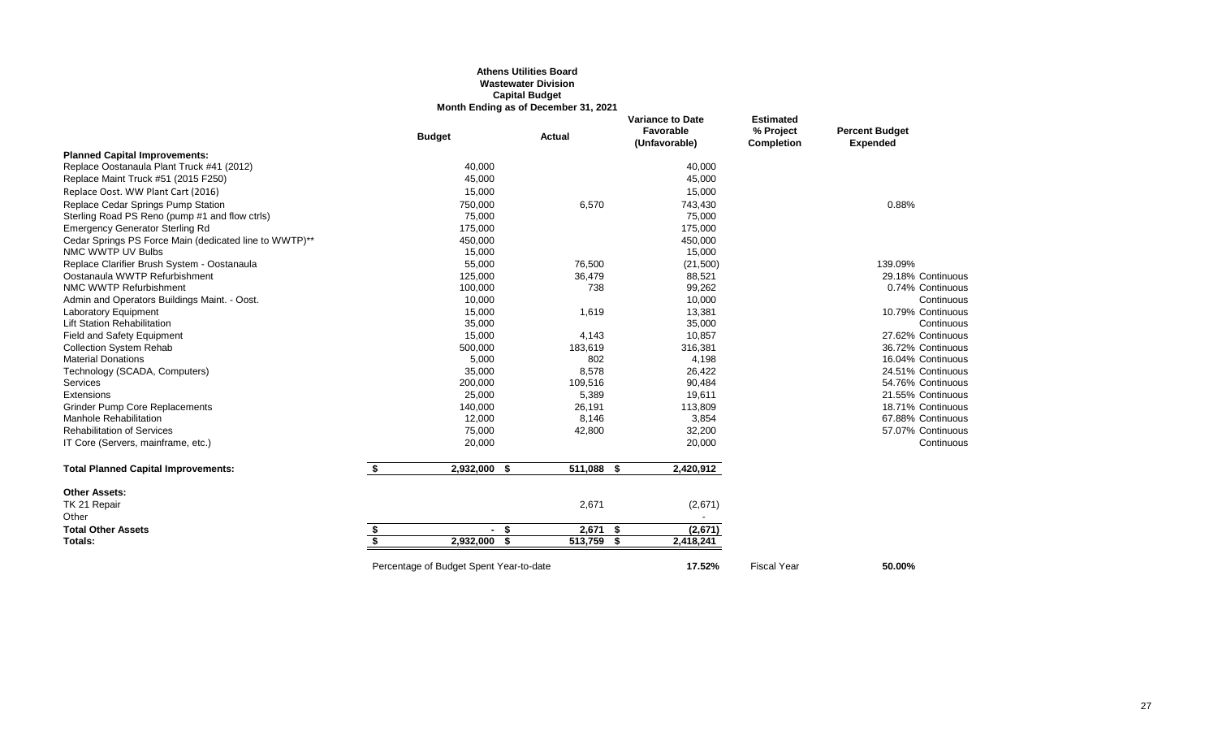**Athens Utilities Board**
**Wastewater Division**
**Capital Budget**
**Month Ending as of December 31, 2021**

| | Budget | Actual | Variance to Date Favorable (Unfavorable) | Estimated % Project Completion | Percent Budget Expended | |
|---|---|---|---|---|---|---|
| **Planned Capital Improvements:** | | | | | | |
| Replace Oostanaula Plant Truck #41 (2012) | 40,000 | | 40,000 | | | |
| Replace Maint Truck #51 (2015 F250) | 45,000 | | 45,000 | | | |
| Replace Oost. WW Plant Cart (2016) | 15,000 | | 15,000 | | | |
| Replace Cedar Springs Pump Station | 750,000 | 6,570 | 743,430 | | 0.88% | |
| Sterling Road PS Reno (pump #1 and flow ctrls) | 75,000 | | 75,000 | | | |
| Emergency Generator Sterling Rd | 175,000 | | 175,000 | | | |
| Cedar Springs PS Force Main (dedicated line to WWTP)** | 450,000 | | 450,000 | | | |
| NMC WWTP UV Bulbs | 15,000 | | 15,000 | | | |
| Replace Clarifier Brush System - Oostanaula | 55,000 | 76,500 | (21,500) | | 139.09% | |
| Oostanaula WWTP Refurbishment | 125,000 | 36,479 | 88,521 | | 29.18% | Continuous |
| NMC WWTP Refurbishment | 100,000 | 738 | 99,262 | | 0.74% | Continuous |
| Admin and Operators Buildings Maint. - Oost. | 10,000 | | 10,000 | | | Continuous |
| Laboratory Equipment | 15,000 | 1,619 | 13,381 | | 10.79% | Continuous |
| Lift Station Rehabilitation | 35,000 | | 35,000 | | | Continuous |
| Field and Safety Equipment | 15,000 | 4,143 | 10,857 | | 27.62% | Continuous |
| Collection System Rehab | 500,000 | 183,619 | 316,381 | | 36.72% | Continuous |
| Material Donations | 5,000 | 802 | 4,198 | | 16.04% | Continuous |
| Technology (SCADA, Computers) | 35,000 | 8,578 | 26,422 | | 24.51% | Continuous |
| Services | 200,000 | 109,516 | 90,484 | | 54.76% | Continuous |
| Extensions | 25,000 | 5,389 | 19,611 | | 21.55% | Continuous |
| Grinder Pump Core Replacements | 140,000 | 26,191 | 113,809 | | 18.71% | Continuous |
| Manhole Rehabilitation | 12,000 | 8,146 | 3,854 | | 67.88% | Continuous |
| Rehabilitation of Services | 75,000 | 42,800 | 32,200 | | 57.07% | Continuous |
| IT Core (Servers, mainframe, etc.) | 20,000 | | 20,000 | | | Continuous |
| **Total Planned Capital Improvements:** | $ 2,932,000 | $ 511,088 | $ 2,420,912 | | | |
| **Other Assets:** | | | | | | |
| TK 21 Repair | | 2,671 | (2,671) | | | |
| Other | | | - | | | |
| **Total Other Assets** | $ - | $ 2,671 | $ (2,671) | | | |
| **Totals:** | $ 2,932,000 | $ 513,759 | $ 2,418,241 | | | |
| | Percentage of Budget Spent Year-to-date | | **17.52%** | Fiscal Year | **50.00%** | |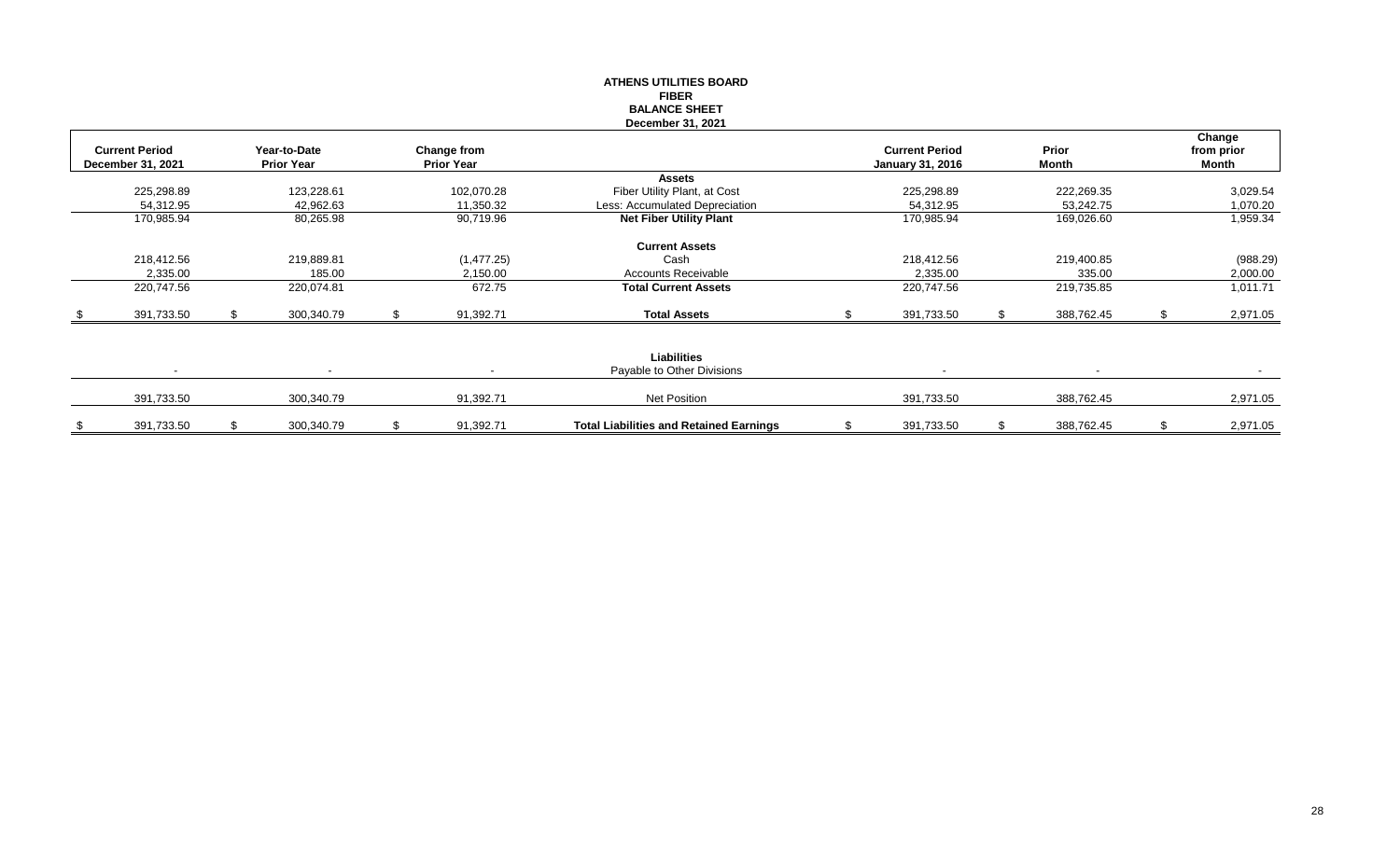**ATHENS UTILITIES BOARD**
**FIBER**
**BALANCE SHEET**
**December 31, 2021**

| Current Period December 31, 2021 | Year-to-Date Prior Year | Change from Prior Year | | Current Period January 31, 2016 | Prior Month | Change from prior Month |
|---|---|---|---|---|---|---|
| | | | **Assets** | | | |
| 225,298.89 | 123,228.61 | 102,070.28 | Fiber Utility Plant, at Cost | 225,298.89 | 222,269.35 | 3,029.54 |
| 54,312.95 | 42,962.63 | 11,350.32 | Less: Accumulated Depreciation | 54,312.95 | 53,242.75 | 1,070.20 |
| 170,985.94 | 80,265.98 | 90,719.96 | **Net Fiber Utility Plant** | 170,985.94 | 169,026.60 | 1,959.34 |
| | | | **Current Assets** | | | |
| 218,412.56 | 219,889.81 | (1,477.25) | Cash | 218,412.56 | 219,400.85 | (988.29) |
| 2,335.00 | 185.00 | 2,150.00 | Accounts Receivable | 2,335.00 | 335.00 | 2,000.00 |
| 220,747.56 | 220,074.81 | 672.75 | **Total Current Assets** | 220,747.56 | 219,735.85 | 1,011.71 |
| $ 391,733.50 | $ 300,340.79 | $ 91,392.71 | **Total Assets** | $ 391,733.50 | $ 388,762.45 | $ 2,971.05 |
| | | | **Liabilities** | | | |
| - | - | - | Payable to Other Divisions | - | - | - |
| 391,733.50 | 300,340.79 | 91,392.71 | Net Position | 391,733.50 | 388,762.45 | 2,971.05 |
| $ 391,733.50 | $ 300,340.79 | $ 91,392.71 | **Total Liabilities and Retained Earnings** | $ 391,733.50 | $ 388,762.45 | $ 2,971.05 |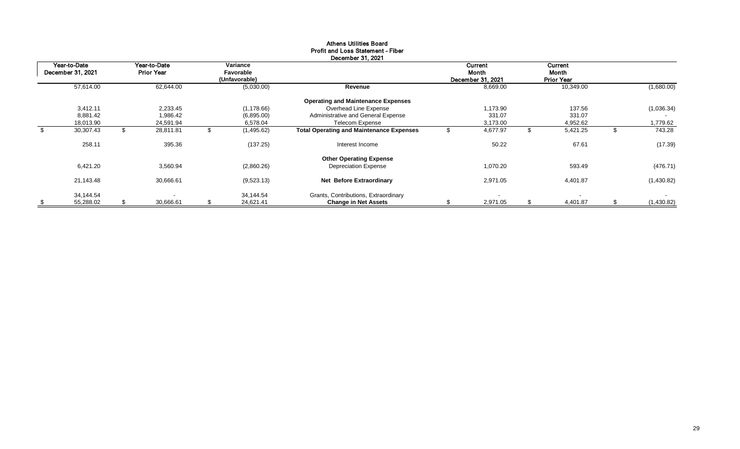# Athens Utilities Board
## Profit and Loss Statement - Fiber
### December 31, 2021

| Year-to-Date December 31, 2021 | Year-to-Date Prior Year | Variance Favorable (Unfavorable) | | Current Month December 31, 2021 | Current Month Prior Year | |
|---|---|---|---|---|---|---|
| 57,614.00 | 62,644.00 | (5,030.00) | **Revenue** | 8,669.00 | 10,349.00 | (1,680.00) |
| | | | **Operating and Maintenance Expenses** | | | |
| 3,412.11 | 2,233.45 | (1,178.66) | Overhead Line Expense | 1,173.90 | 137.56 | (1,036.34) |
| 8,881.42 | 1,986.42 | (6,895.00) | Administrative and General Expense | 331.07 | 331.07 | - |
| 18,013.90 | 24,591.94 | 6,578.04 | Telecom Expense | 3,173.00 | 4,952.62 | 1,779.62 |
| $ 30,307.43 | $ 28,811.81 | $ (1,495.62) | **Total Operating and Maintenance Expenses** | $ 4,677.97 | $ 5,421.25 | $ 743.28 |
| 258.11 | 395.36 | (137.25) | Interest Income | 50.22 | 67.61 | (17.39) |
| | | | **Other Operating Expense** | | | |
| 6,421.20 | 3,560.94 | (2,860.26) | Depreciation Expense | 1,070.20 | 593.49 | (476.71) |
| 21,143.48 | 30,666.61 | (9,523.13) | **Net Before Extraordinary** | 2,971.05 | 4,401.87 | (1,430.82) |
| 34,144.54 | - | 34,144.54 | Grants, Contributions, Extraordinary | - | - | - |
| $ 55,288.02 | $ 30,666.61 | $ 24,621.41 | **Change in Net Assets** | $ 2,971.05 | $ 4,401.87 | $ (1,430.82) |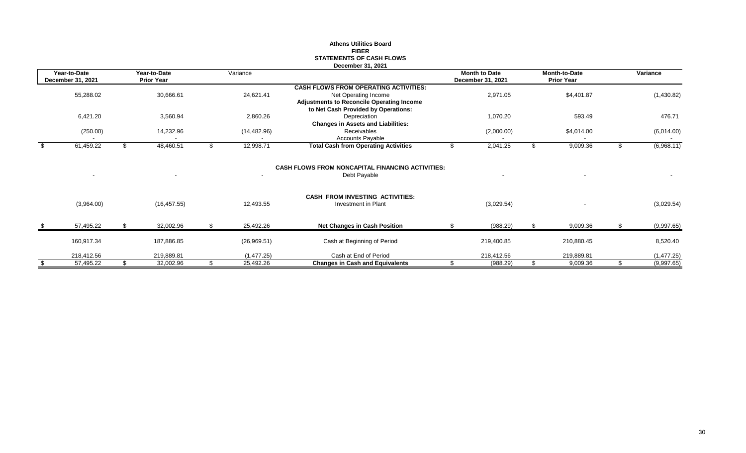**Athens Utilities Board**
**FIBER**
**STATEMENTS OF CASH FLOWS**
**December 31, 2021**

| Year-to-Date December 31, 2021 | Year-to-Date Prior Year | Variance | | Month to Date December 31, 2021 | Month-to-Date Prior Year | Variance |
|---|---|---|---|---|---|---|
| | | | **CASH FLOWS FROM OPERATING ACTIVITIES:** | | | |
| 55,288.02 | 30,666.61 | 24,621.41 | Net Operating Income | 2,971.05 | $4,401.87 | (1,430.82) |
| | | | **Adjustments to Reconcile Operating Income to Net Cash Provided by Operations:** | | | |
| 6,421.20 | 3,560.94 | 2,860.26 | Depreciation | 1,070.20 | 593.49 | 476.71 |
| | | | **Changes in Assets and Liabilities:** | | | |
| (250.00) | 14,232.96 | (14,482.96) | Receivables | (2,000.00) | $4,014.00 | (6,014.00) |
| - | - | - | Accounts Payable | - | - | - |
| $ 61,459.22 | $ 48,460.51 | $ 12,998.71 | **Total Cash from Operating Activities** | $ 2,041.25 | $ 9,009.36 | $ (6,968.11) |
| | | | **CASH FLOWS FROM NONCAPITAL FINANCING ACTIVITIES:** | | | |
| - | - | - | Debt Payable | - | - | - |
| | | | **CASH FROM INVESTING ACTIVITIES:** | | | |
| (3,964.00) | (16,457.55) | 12,493.55 | Investment in Plant | (3,029.54) | - | (3,029.54) |
| $ 57,495.22 | $ 32,002.96 | $ 25,492.26 | **Net Changes in Cash Position** | $ (988.29) | $ 9,009.36 | $ (9,997.65) |
| 160,917.34 | 187,886.85 | (26,969.51) | Cash at Beginning of Period | 219,400.85 | 210,880.45 | 8,520.40 |
| 218,412.56 | 219,889.81 | (1,477.25) | Cash at End of Period | 218,412.56 | 219,889.81 | (1,477.25) |
| $ 57,495.22 | $ 32,002.96 | $ 25,492.26 | **Changes in Cash and Equivalents** | $ (988.29) | $ 9,009.36 | $ (9,997.65) |